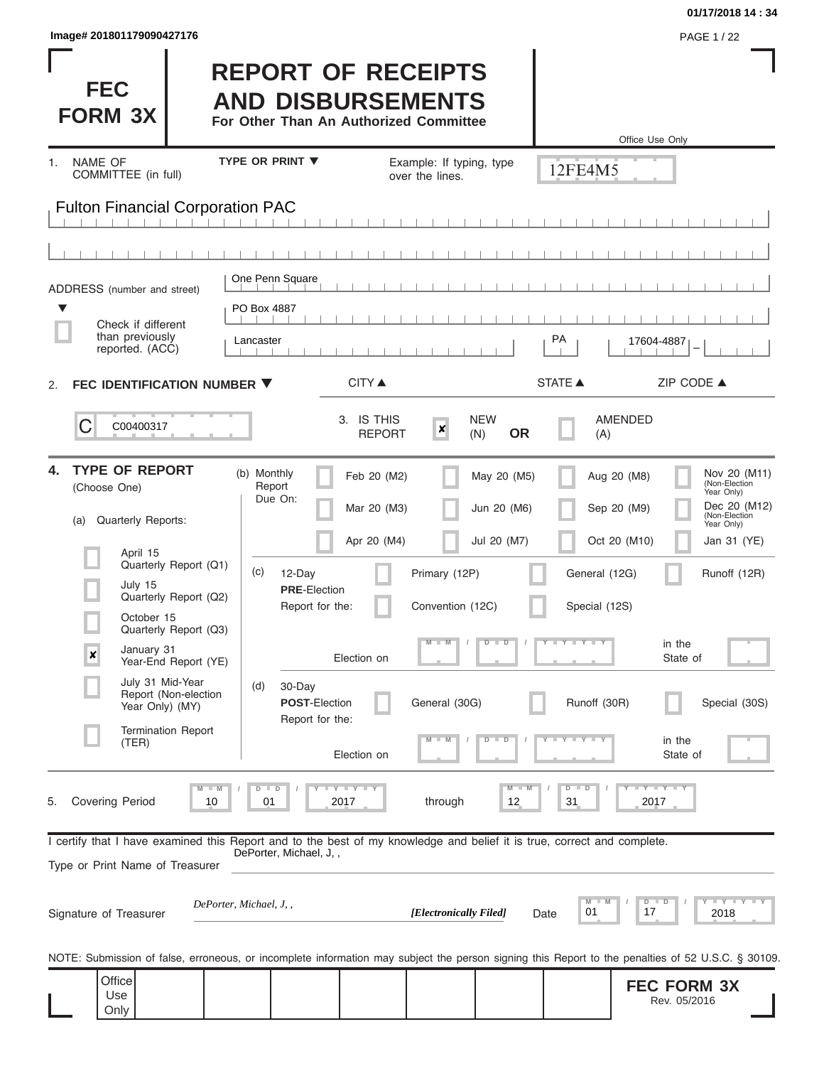Image# 201801179090427176

# FEC FORM 3X

# REPORT OF RECEIPTS AND DISBURSEMENTS

**For Other Than An Authorized Committee**

Office Use Only

12FE4M5

1. NAME OF COMMITTEE (in full) — TYPE OR PRINT ▼ — Example: If typing, type over the lines.

Fulton Financial Corporation PAC

ADDRESS (number and street) ▼

One Penn Square

PO Box 4887

☐ Check if different than previously reported. (ACC)

Lancaster | PA | 17604-4887

CITY ▲ | STATE ▲ | ZIP CODE ▲

2. **FEC IDENTIFICATION NUMBER ▼**

C00400317

3. IS THIS REPORT ☒ NEW (N) **OR** ☐ AMENDED (A)

4. **TYPE OF REPORT** (Choose One)

(a) Quarterly Reports:

- ☐ April 15 Quarterly Report (Q1)
- ☐ July 15 Quarterly Report (Q2)
- ☐ October 15 Quarterly Report (Q3)
- ☒ January 31 Year-End Report (YE)
- ☐ July 31 Mid-Year Report (Non-election Year Only) (MY)
- ☐ Termination Report (TER)

(b) Monthly Report Due On:

- ☐ Feb 20 (M2)
- ☐ Mar 20 (M3)
- ☐ Apr 20 (M4)
- ☐ May 20 (M5)
- ☐ Jun 20 (M6)
- ☐ Jul 20 (M7)
- ☐ Aug 20 (M8)
- ☐ Sep 20 (M9)
- ☐ Oct 20 (M10)
- ☐ Nov 20 (M11) (Non-Election Year Only)
- ☐ Dec 20 (M12) (Non-Election Year Only)
- ☐ Jan 31 (YE)

(c) 12-Day **PRE**-Election Report for the:

- ☐ Primary (12P)
- ☐ General (12G)
- ☐ Runoff (12R)
- ☐ Convention (12C)
- ☐ Special (12S)

Election on MM / DD / YYYY in the State of

(d) 30-Day **POST**-Election Report for the:

- ☐ General (30G)
- ☐ Runoff (30R)
- ☐ Special (30S)

Election on MM / DD / YYYY in the State of

5. Covering Period 10 / 01 / 2017 through 12 / 31 / 2017

I certify that I have examined this Report and to the best of my knowledge and belief it is true, correct and complete.

Type or Print Name of Treasurer: DePorter, Michael, J, ,

Signature of Treasurer: *DePorter, Michael, J, ,* ***[Electronically Filed]*** Date 01 / 17 / 2018

NOTE: Submission of false, erroneous, or incomplete information may subject the person signing this Report to the penalties of 52 U.S.C. § 30109.

Office Use Only

**FEC FORM 3X** Rev. 05/2016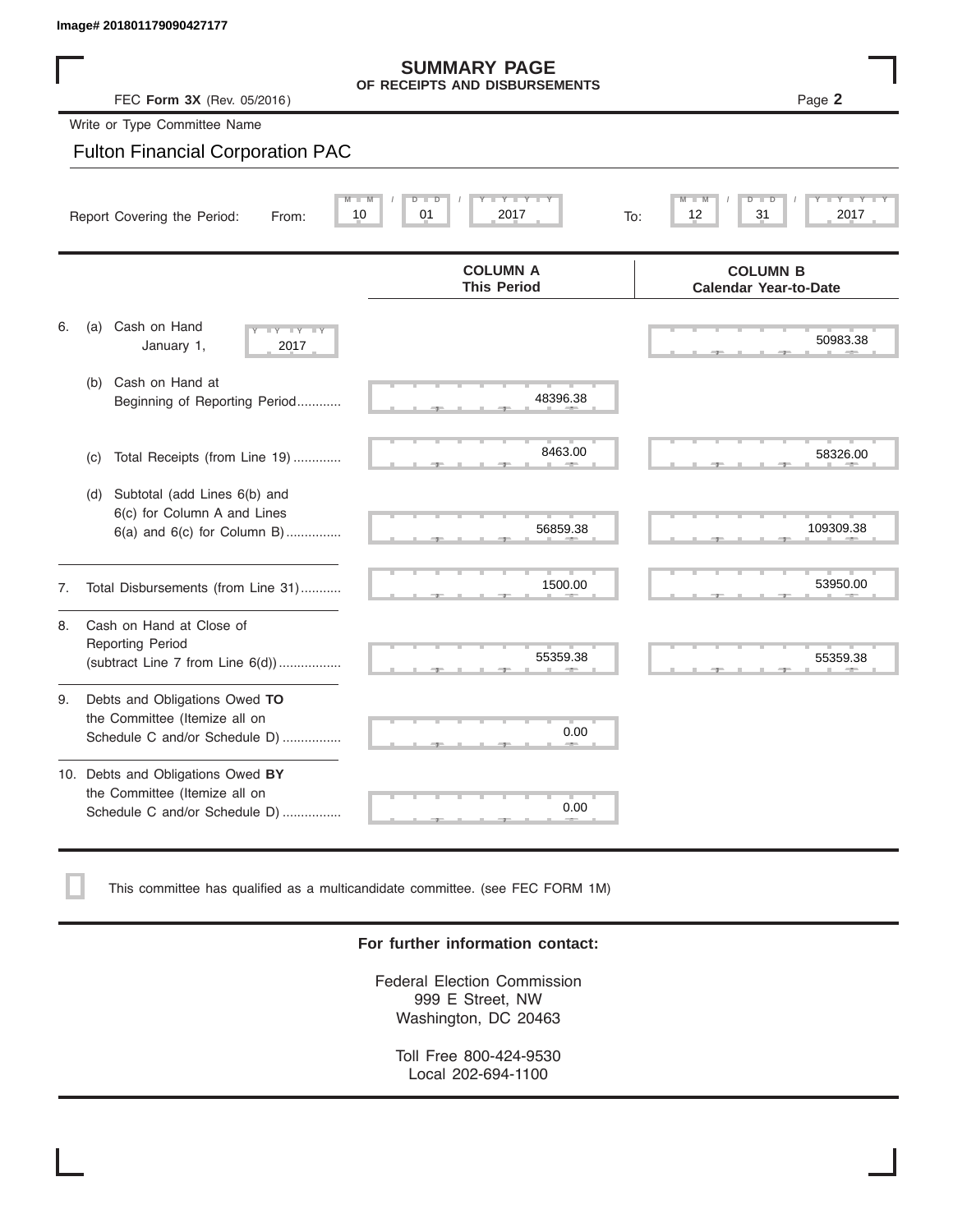Image# 201801179090427177

# SUMMARY PAGE
## OF RECEIPTS AND DISBURSEMENTS

FEC **Form 3X** (Rev. 05/2016) Page **2**

Write or Type Committee Name

Fulton Financial Corporation PAC

Report Covering the Period: From: 10 / 01 / 2017 To: 12 / 31 / 2017

| | COLUMN A This Period | COLUMN B Calendar Year-to-Date |
|---|---|---|
| 6. (a) Cash on Hand January 1, 2017 | | 50983.38 |
| (b) Cash on Hand at Beginning of Reporting Period | 48396.38 | |
| (c) Total Receipts (from Line 19) | 8463.00 | 58326.00 |
| (d) Subtotal (add Lines 6(b) and 6(c) for Column A and Lines 6(a) and 6(c) for Column B) | 56859.38 | 109309.38 |
| 7. Total Disbursements (from Line 31) | 1500.00 | 53950.00 |
| 8. Cash on Hand at Close of Reporting Period (subtract Line 7 from Line 6(d)) | 55359.38 | 55359.38 |
| 9. Debts and Obligations Owed **TO** the Committee (Itemize all on Schedule C and/or Schedule D) | 0.00 | |
| 10. Debts and Obligations Owed **BY** the Committee (Itemize all on Schedule C and/or Schedule D) | 0.00 | |

☐ This committee has qualified as a multicandidate committee. (see FEC FORM 1M)

**For further information contact:**

Federal Election Commission
999 E Street, NW
Washington, DC 20463

Toll Free 800-424-9530
Local 202-694-1100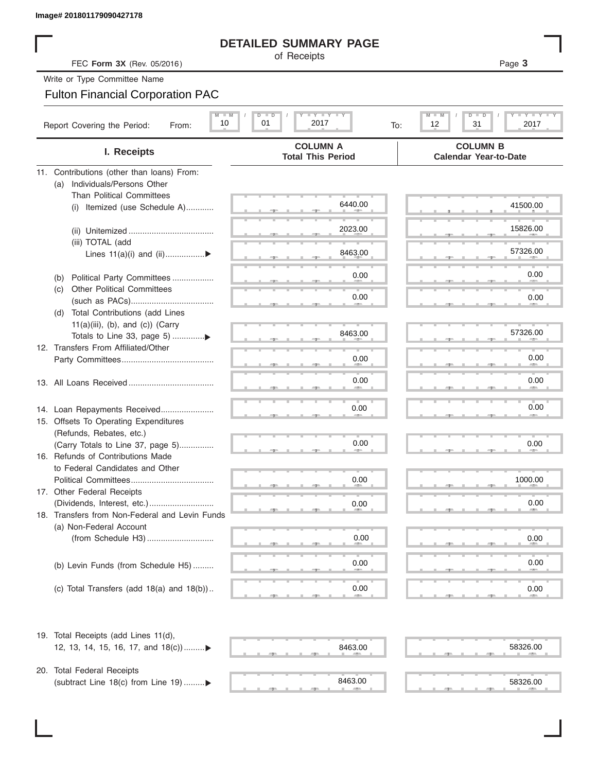Image# 201801179090427178

# DETAILED SUMMARY PAGE

of Receipts

FEC **Form 3X** (Rev. 05/2016)

Write or Type Committee Name

Fulton Financial Corporation PAC

Report Covering the Period: From: 10 / 01 / 2017 To: 12 / 31 / 2017

| I. Receipts | COLUMN A Total This Period | COLUMN B Calendar Year-to-Date |
|---|---|---|
| 11. Contributions (other than loans) From: | | |
| (a) Individuals/Persons Other Than Political Committees | | |
| (i) Itemized (use Schedule A) | 6440.00 | 41500.00 |
| (ii) Unitemized | 2023.00 | 15826.00 |
| (iii) TOTAL (add Lines 11(a)(i) and (ii) | 8463.00 | 57326.00 |
| (b) Political Party Committees | 0.00 | 0.00 |
| (c) Other Political Committees (such as PACs) | 0.00 | 0.00 |
| (d) Total Contributions (add Lines 11(a)(iii), (b), and (c)) (Carry Totals to Line 33, page 5) | 8463.00 | 57326.00 |
| 12. Transfers From Affiliated/Other Party Committees | 0.00 | 0.00 |
| 13. All Loans Received | 0.00 | 0.00 |
| 14. Loan Repayments Received | 0.00 | 0.00 |
| 15. Offsets To Operating Expenditures (Refunds, Rebates, etc.) (Carry Totals to Line 37, page 5) | 0.00 | 0.00 |
| 16. Refunds of Contributions Made to Federal Candidates and Other Political Committees | 0.00 | 1000.00 |
| 17. Other Federal Receipts (Dividends, Interest, etc.) | 0.00 | 0.00 |
| 18. Transfers from Non-Federal and Levin Funds | | |
| (a) Non-Federal Account (from Schedule H3) | 0.00 | 0.00 |
| (b) Levin Funds (from Schedule H5) | 0.00 | 0.00 |
| (c) Total Transfers (add 18(a) and 18(b)) | 0.00 | 0.00 |
| 19. Total Receipts (add Lines 11(d), 12, 13, 14, 15, 16, 17, and 18(c)) | 8463.00 | 58326.00 |
| 20. Total Federal Receipts (subtract Line 18(c) from Line 19) | 8463.00 | 58326.00 |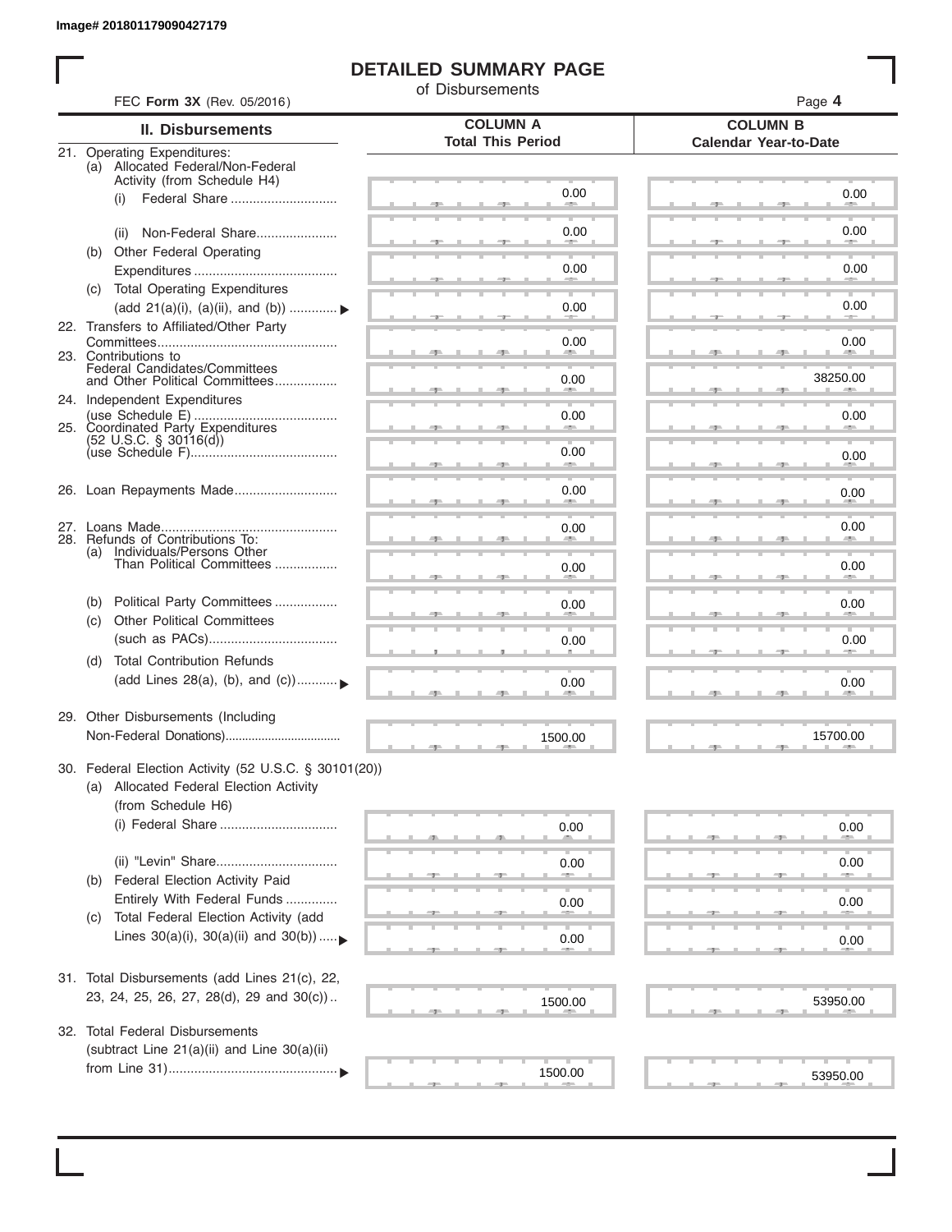Image# 201801179090427179

# DETAILED SUMMARY PAGE

of Disbursements

FEC **Form 3X** (Rev. 05/2016)

| II. Disbursements | COLUMN A Total This Period | COLUMN B Calendar Year-to-Date |
|---|---|---|
| 21. Operating Expenditures: | | |
| (a) Allocated Federal/Non-Federal Activity (from Schedule H4) | | |
| (i) Federal Share | 0.00 | 0.00 |
| (ii) Non-Federal Share | 0.00 | 0.00 |
| (b) Other Federal Operating Expenditures | 0.00 | 0.00 |
| (c) Total Operating Expenditures (add 21(a)(i), (a)(ii), and (b)) | 0.00 | 0.00 |
| 22. Transfers to Affiliated/Other Party Committees | 0.00 | 0.00 |
| 23. Contributions to Federal Candidates/Committees and Other Political Committees | 0.00 | 38250.00 |
| 24. Independent Expenditures (use Schedule E) | 0.00 | 0.00 |
| 25. Coordinated Party Expenditures (52 U.S.C. § 30116(d)) (use Schedule F) | 0.00 | 0.00 |
| 26. Loan Repayments Made | 0.00 | 0.00 |
| 27. Loans Made | 0.00 | 0.00 |
| 28. Refunds of Contributions To: | | |
| (a) Individuals/Persons Other Than Political Committees | 0.00 | 0.00 |
| (b) Political Party Committees | 0.00 | 0.00 |
| (c) Other Political Committees (such as PACs) | 0.00 | 0.00 |
| (d) Total Contribution Refunds (add Lines 28(a), (b), and (c)) | 0.00 | 0.00 |
| 29. Other Disbursements (Including Non-Federal Donations) | 1500.00 | 15700.00 |
| 30. Federal Election Activity (52 U.S.C. § 30101(20)) | | |
| (a) Allocated Federal Election Activity (from Schedule H6) | | |
| (i) Federal Share | 0.00 | 0.00 |
| (ii) "Levin" Share | 0.00 | 0.00 |
| (b) Federal Election Activity Paid Entirely With Federal Funds | 0.00 | 0.00 |
| (c) Total Federal Election Activity (add Lines 30(a)(i), 30(a)(ii) and 30(b)) | 0.00 | 0.00 |
| 31. Total Disbursements (add Lines 21(c), 22, 23, 24, 25, 26, 27, 28(d), 29 and 30(c)) | 1500.00 | 53950.00 |
| 32. Total Federal Disbursements (subtract Line 21(a)(ii) and Line 30(a)(ii) from Line 31) | 1500.00 | 53950.00 |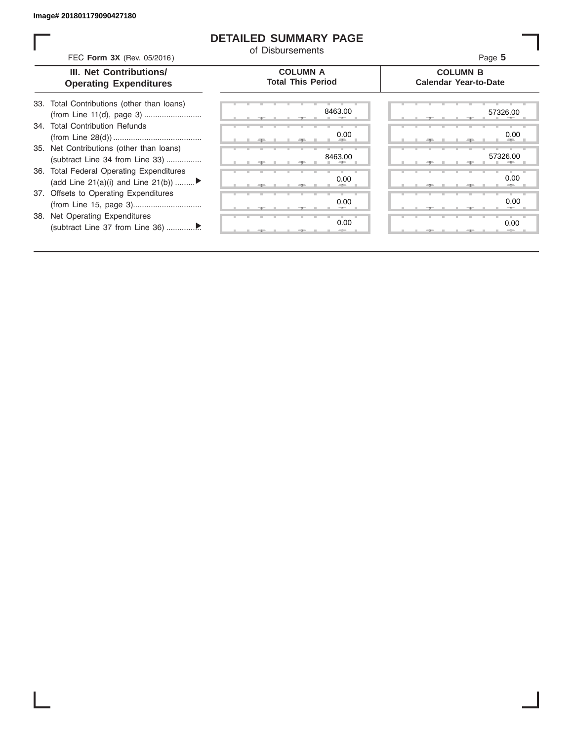Image# 201801179090427180

# DETAILED SUMMARY PAGE

of Disbursements

FEC **Form 3X** (Rev. 05/2016)

Page **5**

| III. Net Contributions/ Operating Expenditures | COLUMN A Total This Period | COLUMN B Calendar Year-to-Date |
|---|---|---|
| 33. Total Contributions (other than loans) (from Line 11(d), page 3) .......................... | 8463.00 | 57326.00 |
| 34. Total Contribution Refunds (from Line 28(d)) ........................................ | 0.00 | 0.00 |
| 35. Net Contributions (other than loans) (subtract Line 34 from Line 33) ................ | 8463.00 | 57326.00 |
| 36. Total Federal Operating Expenditures (add Line 21(a)(i) and Line 21(b)) ......... ▶ | 0.00 | 0.00 |
| 37. Offsets to Operating Expenditures (from Line 15, page 3)............................... | 0.00 | 0.00 |
| 38. Net Operating Expenditures (subtract Line 37 from Line 36) ............... ▶ | 0.00 | 0.00 |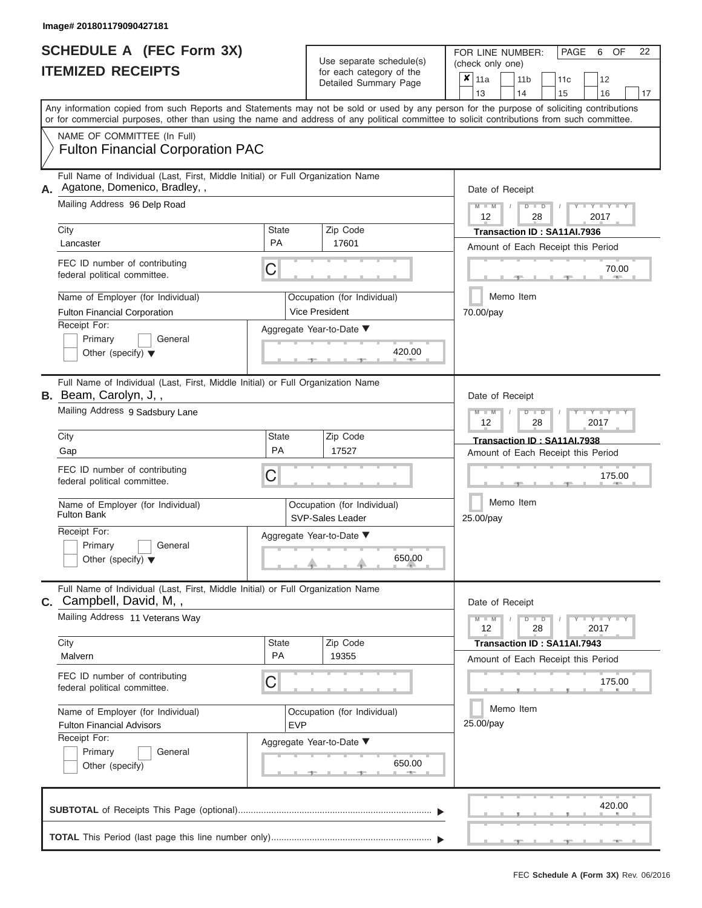Image# 201801179090427181

# SCHEDULE A (FEC Form 3X)
## ITEMIZED RECEIPTS

Use separate schedule(s) for each category of the Detailed Summary Page

FOR LINE NUMBER: (check only one)

- [x] 11a
- [ ] 11b
- [ ] 11c
- [ ] 12
- [ ] 13
- [ ] 14
- [ ] 15
- [ ] 16
- [ ] 17

Any information copied from such Reports and Statements may not be sold or used by any person for the purpose of soliciting contributions or for commercial purposes, other than using the name and address of any political committee to solicit contributions from such committee.

NAME OF COMMITTEE (In Full)
**Fulton Financial Corporation PAC**

---

**A.** Full Name of Individual (Last, First, Middle Initial) or Full Organization Name: Agatone, Domenico, Bradley, ,

Mailing Address: 96 Delp Road

| City | State | Zip Code |
|---|---|---|
| Lancaster | PA | 17601 |

FEC ID number of contributing federal political committee: C

Name of Employer (for Individual): Fulton Financial Corporation

Occupation (for Individual): Vice President

Receipt For: Primary / General / Other (specify)

Aggregate Year-to-Date: 420.00

Date of Receipt: 12 / 28 / 2017

Transaction ID : SA11AI.7936

Amount of Each Receipt this Period: 70.00

Memo Item

70.00/pay

---

**B.** Full Name of Individual (Last, First, Middle Initial) or Full Organization Name: Beam, Carolyn, J, ,

Mailing Address: 9 Sadsbury Lane

| City | State | Zip Code |
|---|---|---|
| Gap | PA | 17527 |

FEC ID number of contributing federal political committee: C

Name of Employer (for Individual): Fulton Bank

Occupation (for Individual): SVP-Sales Leader

Receipt For: Primary / General / Other (specify)

Aggregate Year-to-Date: 650.00

Date of Receipt: 12 / 28 / 2017

Transaction ID : SA11AI.7938

Amount of Each Receipt this Period: 175.00

Memo Item

25.00/pay

---

**C.** Full Name of Individual (Last, First, Middle Initial) or Full Organization Name: Campbell, David, M, ,

Mailing Address: 11 Veterans Way

| City | State | Zip Code |
|---|---|---|
| Malvern | PA | 19355 |

FEC ID number of contributing federal political committee: C

Name of Employer (for Individual): Fulton Financial Advisors

Occupation (for Individual): EVP

Receipt For: Primary / General / Other (specify)

Aggregate Year-to-Date: 650.00

Date of Receipt: 12 / 28 / 2017

Transaction ID : SA11AI.7943

Amount of Each Receipt this Period: 175.00

Memo Item

25.00/pay

---

**SUBTOTAL** of Receipts This Page (optional): 420.00

**TOTAL** This Period (last page this line number only):

FEC Schedule A (Form 3X) Rev. 06/2016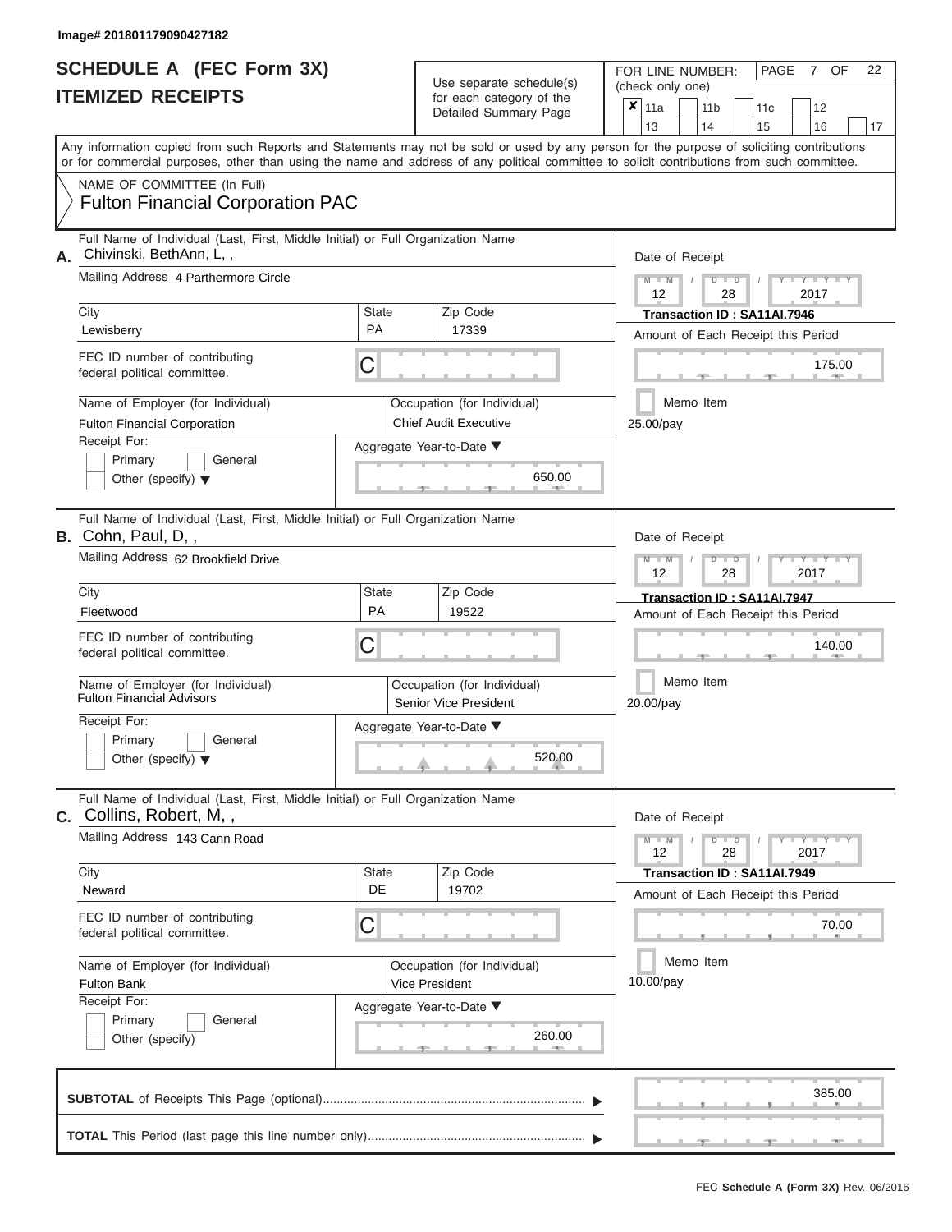Image# 201801179090427182

# SCHEDULE A (FEC Form 3X)
## ITEMIZED RECEIPTS

Use separate schedule(s) for each category of the Detailed Summary Page

FOR LINE NUMBER: (check only one)

- [x] 11a
- [ ] 11b
- [ ] 11c
- [ ] 12
- [ ] 13
- [ ] 14
- [ ] 15
- [ ] 16
- [ ] 17

PAGE 7 OF 22

Any information copied from such Reports and Statements may not be sold or used by any person for the purpose of soliciting contributions or for commercial purposes, other than using the name and address of any political committee to solicit contributions from such committee.

NAME OF COMMITTEE (In Full)
Fulton Financial Corporation PAC

---

**A.** Full Name of Individual (Last, First, Middle Initial) or Full Organization Name: Chivinski, BethAnn, L, ,

Mailing Address: 4 Parthermore Circle

City: Lewisberry | State: PA | Zip Code: 17339

FEC ID number of contributing federal political committee: C

Name of Employer (for Individual): Fulton Financial Corporation

Occupation (for Individual): Chief Audit Executive

Receipt For: Primary / General / Other (specify)

Aggregate Year-to-Date: 650.00

Date of Receipt: 12 / 28 / 2017

Transaction ID : SA11AI.7946

Amount of Each Receipt this Period: 175.00

Memo Item

25.00/pay

---

**B.** Full Name of Individual (Last, First, Middle Initial) or Full Organization Name: Cohn, Paul, D, ,

Mailing Address: 62 Brookfield Drive

City: Fleetwood | State: PA | Zip Code: 19522

FEC ID number of contributing federal political committee: C

Name of Employer (for Individual): Fulton Financial Advisors

Occupation (for Individual): Senior Vice President

Receipt For: Primary / General / Other (specify)

Aggregate Year-to-Date: 520.00

Date of Receipt: 12 / 28 / 2017

Transaction ID : SA11AI.7947

Amount of Each Receipt this Period: 140.00

Memo Item

20.00/pay

---

**C.** Full Name of Individual (Last, First, Middle Initial) or Full Organization Name: Collins, Robert, M, ,

Mailing Address: 143 Cann Road

City: Neward | State: DE | Zip Code: 19702

FEC ID number of contributing federal political committee: C

Name of Employer (for Individual): Fulton Bank

Occupation (for Individual): Vice President

Receipt For: Primary / General / Other (specify)

Aggregate Year-to-Date: 260.00

Date of Receipt: 12 / 28 / 2017

Transaction ID : SA11AI.7949

Amount of Each Receipt this Period: 70.00

Memo Item

10.00/pay

---

**SUBTOTAL** of Receipts This Page (optional): 385.00

**TOTAL** This Period (last page this line number only):

FEC Schedule A (Form 3X) Rev. 06/2016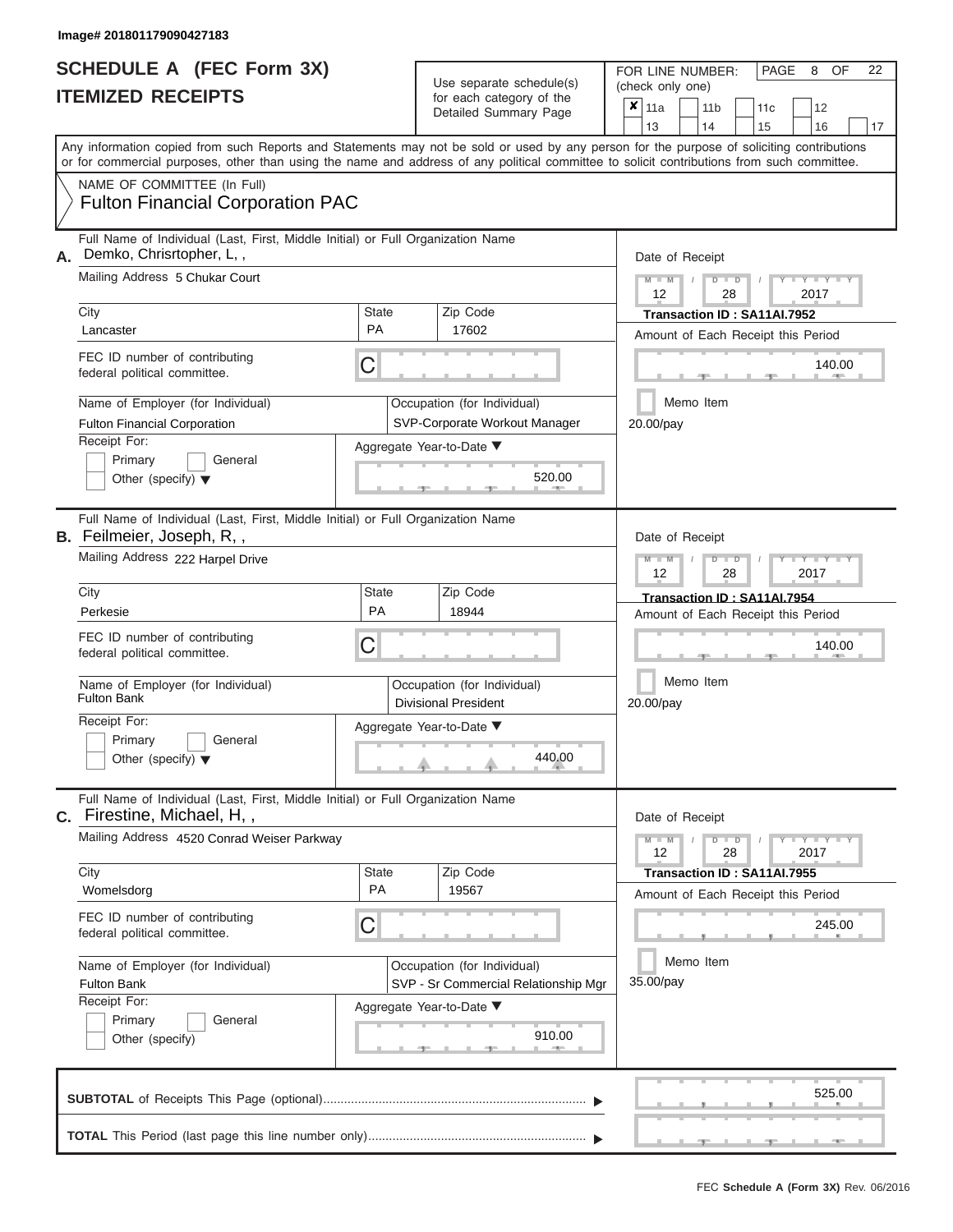Image# 201801179090427183

# SCHEDULE A (FEC Form 3X)
## ITEMIZED RECEIPTS

Use separate schedule(s) for each category of the Detailed Summary Page

FOR LINE NUMBER: (check only one)

- [x] 11a
- [ ] 11b
- [ ] 11c
- [ ] 12
- [ ] 13
- [ ] 14
- [ ] 15
- [ ] 16
- [ ] 17

Any information copied from such Reports and Statements may not be sold or used by any person for the purpose of soliciting contributions or for commercial purposes, other than using the name and address of any political committee to solicit contributions from such committee.

NAME OF COMMITTEE (In Full)
**Fulton Financial Corporation PAC**

---

**A.** Full Name of Individual (Last, First, Middle Initial) or Full Organization Name: Demko, Chrisrtopher, L, ,

Mailing Address: 5 Chukar Court

City: Lancaster | State: PA | Zip Code: 17602

FEC ID number of contributing federal political committee: C

Name of Employer (for Individual): Fulton Financial Corporation

Occupation (for Individual): SVP-Corporate Workout Manager

Receipt For: Primary / General / Other (specify)

Date of Receipt: 12 / 28 / 2017

Transaction ID : SA11AI.7952

Amount of Each Receipt this Period: 140.00

Memo Item

20.00/pay

Aggregate Year-to-Date: 520.00

---

**B.** Full Name of Individual (Last, First, Middle Initial) or Full Organization Name: Feilmeier, Joseph, R, ,

Mailing Address: 222 Harpel Drive

City: Perkesie | State: PA | Zip Code: 18944

FEC ID number of contributing federal political committee: C

Name of Employer (for Individual): Fulton Bank

Occupation (for Individual): Divisional President

Receipt For: Primary / General / Other (specify)

Date of Receipt: 12 / 28 / 2017

Transaction ID : SA11AI.7954

Amount of Each Receipt this Period: 140.00

Memo Item

20.00/pay

Aggregate Year-to-Date: 440.00

---

**C.** Full Name of Individual (Last, First, Middle Initial) or Full Organization Name: Firestine, Michael, H, ,

Mailing Address: 4520 Conrad Weiser Parkway

City: Womelsdorg | State: PA | Zip Code: 19567

FEC ID number of contributing federal political committee: C

Name of Employer (for Individual): Fulton Bank

Occupation (for Individual): SVP - Sr Commercial Relationship Mgr

Receipt For: Primary / General / Other (specify)

Date of Receipt: 12 / 28 / 2017

Transaction ID : SA11AI.7955

Amount of Each Receipt this Period: 245.00

Memo Item

35.00/pay

Aggregate Year-to-Date: 910.00

---

**SUBTOTAL** of Receipts This Page (optional): 525.00

**TOTAL** This Period (last page this line number only):

FEC **Schedule A (Form 3X)** Rev. 06/2016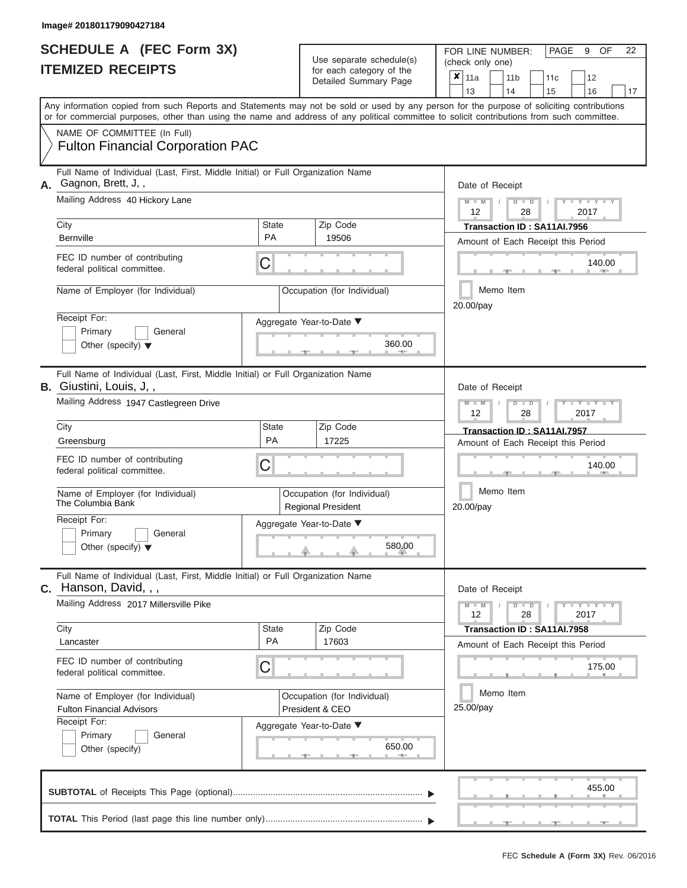Image# 201801179090427184

# SCHEDULE A (FEC Form 3X)
## ITEMIZED RECEIPTS

Use separate schedule(s) for each category of the Detailed Summary Page

FOR LINE NUMBER: (check only one)

- [x] 11a
- [ ] 11b
- [ ] 11c
- [ ] 12
- [ ] 13
- [ ] 14
- [ ] 15
- [ ] 16
- [ ] 17

PAGE 9 OF 22

Any information copied from such Reports and Statements may not be sold or used by any person for the purpose of soliciting contributions or for commercial purposes, other than using the name and address of any political committee to solicit contributions from such committee.

NAME OF COMMITTEE (In Full)
**Fulton Financial Corporation PAC**

---

**A.** Full Name of Individual (Last, First, Middle Initial) or Full Organization Name: Gagnon, Brett, J, ,

Mailing Address: 40 Hickory Lane

| City | State | Zip Code |
|---|---|---|
| Bernville | PA | 19506 |

FEC ID number of contributing federal political committee: C

Name of Employer (for Individual):

Occupation (for Individual):

Receipt For: Primary / General / Other (specify)

Aggregate Year-to-Date: 360.00

Date of Receipt: 12 / 28 / 2017

Transaction ID : SA11AI.7956

Amount of Each Receipt this Period: 140.00

Memo Item

20.00/pay

---

**B.** Full Name of Individual (Last, First, Middle Initial) or Full Organization Name: Giustini, Louis, J, ,

Mailing Address: 1947 Castlegreen Drive

| City | State | Zip Code |
|---|---|---|
| Greensburg | PA | 17225 |

FEC ID number of contributing federal political committee: C

Name of Employer (for Individual): The Columbia Bank

Occupation (for Individual): Regional President

Receipt For: Primary / General / Other (specify)

Aggregate Year-to-Date: 580.00

Date of Receipt: 12 / 28 / 2017

Transaction ID : SA11AI.7957

Amount of Each Receipt this Period: 140.00

Memo Item

20.00/pay

---

**C.** Full Name of Individual (Last, First, Middle Initial) or Full Organization Name: Hanson, David, , ,

Mailing Address: 2017 Millersville Pike

| City | State | Zip Code |
|---|---|---|
| Lancaster | PA | 17603 |

FEC ID number of contributing federal political committee: C

Name of Employer (for Individual): Fulton Financial Advisors

Occupation (for Individual): President & CEO

Receipt For: Primary / General / Other (specify)

Aggregate Year-to-Date: 650.00

Date of Receipt: 12 / 28 / 2017

Transaction ID : SA11AI.7958

Amount of Each Receipt this Period: 175.00

Memo Item

25.00/pay

---

**SUBTOTAL** of Receipts This Page (optional): 455.00

**TOTAL** This Period (last page this line number only):

FEC Schedule A (Form 3X) Rev. 06/2016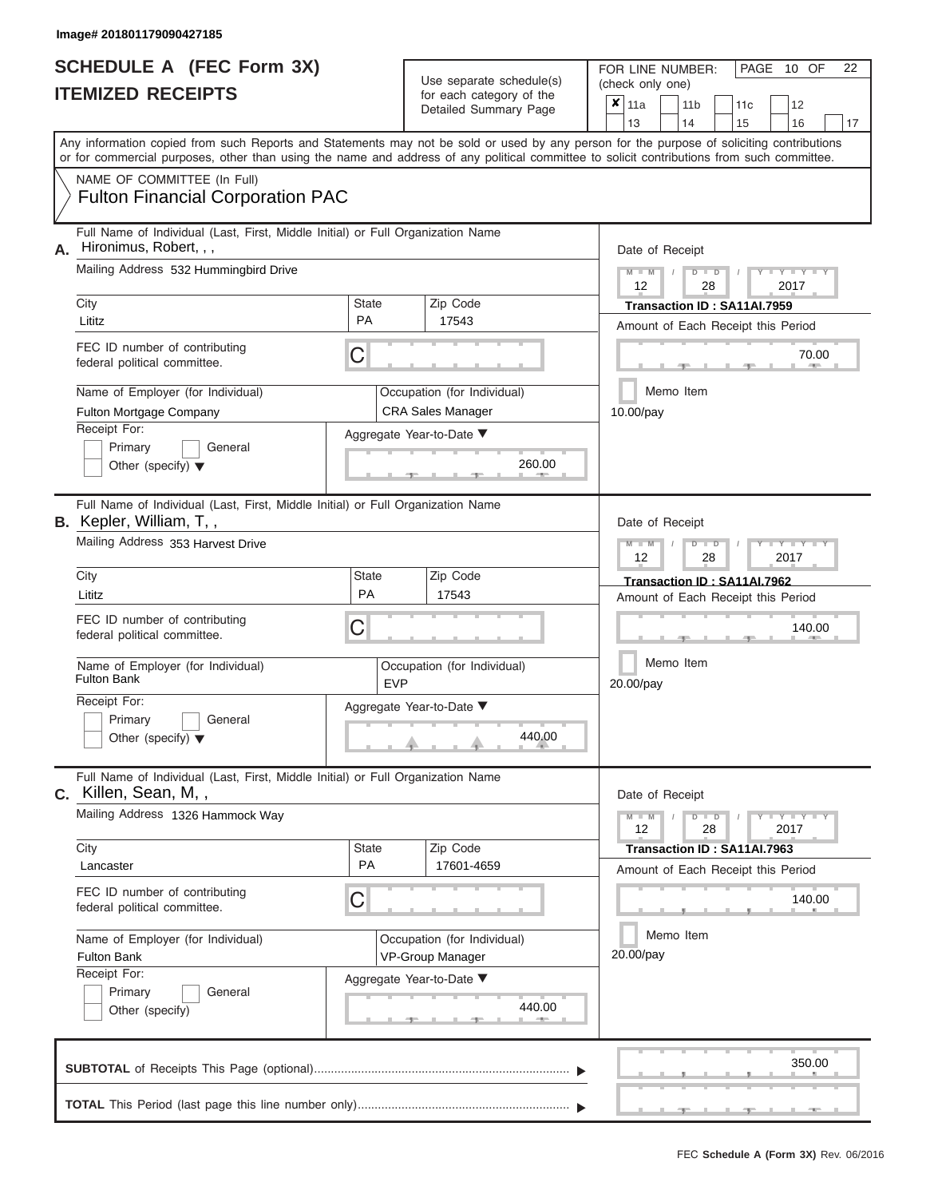Image# 201801179090427185

# SCHEDULE A (FEC Form 3X)
# ITEMIZED RECEIPTS

Use separate schedule(s) for each category of the Detailed Summary Page

FOR LINE NUMBER: (check only one)

| | | | | | | | | |
|---|---|---|---|---|---|---|---|---|
| ✘ | 11a | | 11b | | 11c | | 12 | |
| | 13 | | 14 | | 15 | | 16 | 17 |

PAGE 10 OF 22

Any information copied from such Reports and Statements may not be sold or used by any person for the purpose of soliciting contributions or for commercial purposes, other than using the name and address of any political committee to solicit contributions from such committee.

NAME OF COMMITTEE (In Full)
**Fulton Financial Corporation PAC**

---

**A.** Full Name of Individual (Last, First, Middle Initial) or Full Organization Name
Hironimus, Robert, , ,

Mailing Address 532 Hummingbird Drive

| City | State | Zip Code |
|---|---|---|
| Lititz | PA | 17543 |

FEC ID number of contributing federal political committee. C

Name of Employer (for Individual): Fulton Mortgage Company
Occupation (for Individual): CRA Sales Manager

Receipt For: Primary General Other (specify)

Aggregate Year-to-Date: 260.00

Date of Receipt: 12 / 28 / 2017
Transaction ID : SA11AI.7959
Amount of Each Receipt this Period: 70.00
Memo Item
10.00/pay

---

**B.** Full Name of Individual (Last, First, Middle Initial) or Full Organization Name
Kepler, William, T, ,

Mailing Address 353 Harvest Drive

| City | State | Zip Code |
|---|---|---|
| Lititz | PA | 17543 |

FEC ID number of contributing federal political committee. C

Name of Employer (for Individual): Fulton Bank
Occupation (for Individual): EVP

Receipt For: Primary General Other (specify)

Aggregate Year-to-Date: 440.00

Date of Receipt: 12 / 28 / 2017
Transaction ID : SA11AI.7962
Amount of Each Receipt this Period: 140.00
Memo Item
20.00/pay

---

**C.** Full Name of Individual (Last, First, Middle Initial) or Full Organization Name
Killen, Sean, M, ,

Mailing Address 1326 Hammock Way

| City | State | Zip Code |
|---|---|---|
| Lancaster | PA | 17601-4659 |

FEC ID number of contributing federal political committee. C

Name of Employer (for Individual): Fulton Bank
Occupation (for Individual): VP-Group Manager

Receipt For: Primary General Other (specify)

Aggregate Year-to-Date: 440.00

Date of Receipt: 12 / 28 / 2017
Transaction ID : SA11AI.7963
Amount of Each Receipt this Period: 140.00
Memo Item
20.00/pay

---

**SUBTOTAL** of Receipts This Page (optional): 350.00

**TOTAL** This Period (last page this line number only):

FEC Schedule A (Form 3X) Rev. 06/2016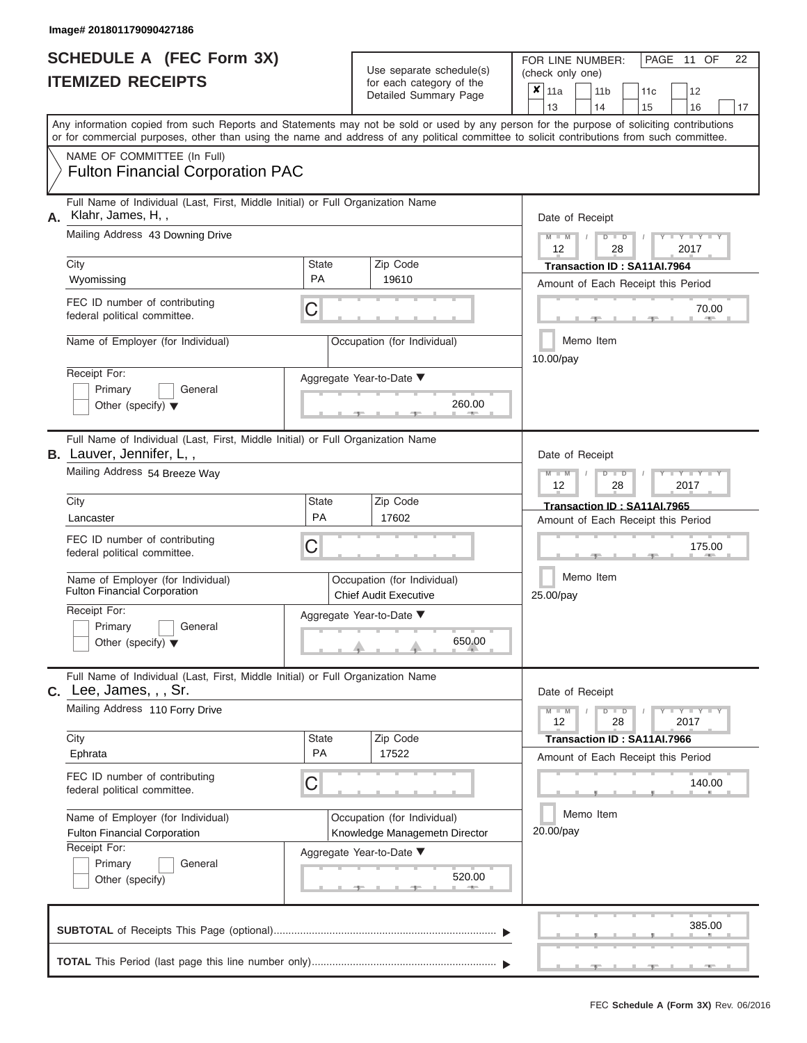Image# 201801179090427186

# SCHEDULE A (FEC Form 3X)
## ITEMIZED RECEIPTS

Use separate schedule(s) for each category of the Detailed Summary Page

FOR LINE NUMBER: (check only one)

PAGE 11 OF 22

- [x] 11a
- [ ] 11b
- [ ] 11c
- [ ] 12
- [ ] 13
- [ ] 14
- [ ] 15
- [ ] 16
- [ ] 17

Any information copied from such Reports and Statements may not be sold or used by any person for the purpose of soliciting contributions or for commercial purposes, other than using the name and address of any political committee to solicit contributions from such committee.

NAME OF COMMITTEE (In Full)
**Fulton Financial Corporation PAC**

---

**A.** Full Name of Individual (Last, First, Middle Initial) or Full Organization Name: Klahr, James, H, ,

Mailing Address: 43 Downing Drive

City: Wyomissing | State: PA | Zip Code: 19610

FEC ID number of contributing federal political committee: C

Name of Employer (for Individual):

Occupation (for Individual):

Receipt For: Primary / General / Other (specify)

Aggregate Year-to-Date: 260.00

Date of Receipt: 12 / 28 / 2017

Transaction ID : SA11AI.7964

Amount of Each Receipt this Period: 70.00

Memo Item

10.00/pay

---

**B.** Full Name of Individual (Last, First, Middle Initial) or Full Organization Name: Lauver, Jennifer, L, ,

Mailing Address: 54 Breeze Way

City: Lancaster | State: PA | Zip Code: 17602

FEC ID number of contributing federal political committee: C

Name of Employer (for Individual): Fulton Financial Corporation

Occupation (for Individual): Chief Audit Executive

Receipt For: Primary / General / Other (specify)

Aggregate Year-to-Date: 650.00

Date of Receipt: 12 / 28 / 2017

Transaction ID : SA11AI.7965

Amount of Each Receipt this Period: 175.00

Memo Item

25.00/pay

---

**C.** Full Name of Individual (Last, First, Middle Initial) or Full Organization Name: Lee, James, , , Sr.

Mailing Address: 110 Forry Drive

City: Ephrata | State: PA | Zip Code: 17522

FEC ID number of contributing federal political committee: C

Name of Employer (for Individual): Fulton Financial Corporation

Occupation (for Individual): Knowledge Managemetn Director

Receipt For: Primary / General / Other (specify)

Aggregate Year-to-Date: 520.00

Date of Receipt: 12 / 28 / 2017

Transaction ID : SA11AI.7966

Amount of Each Receipt this Period: 140.00

Memo Item

20.00/pay

---

**SUBTOTAL** of Receipts This Page (optional): 385.00

**TOTAL** This Period (last page this line number only):

FEC **Schedule A (Form 3X)** Rev. 06/2016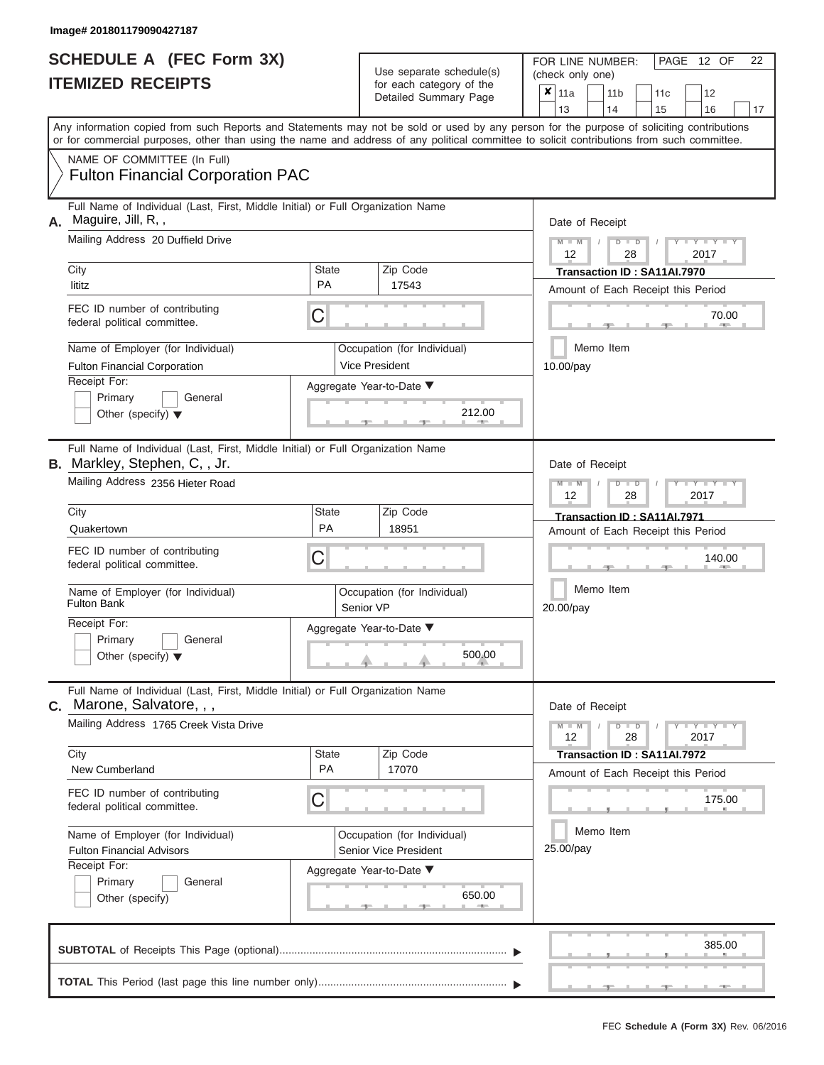Image# 201801179090427187

# SCHEDULE A (FEC Form 3X)
## ITEMIZED RECEIPTS

Use separate schedule(s) for each category of the Detailed Summary Page

FOR LINE NUMBER: (check only one)

- [x] 11a
- [ ] 11b
- [ ] 11c
- [ ] 12
- [ ] 13
- [ ] 14
- [ ] 15
- [ ] 16
- [ ] 17

Any information copied from such Reports and Statements may not be sold or used by any person for the purpose of soliciting contributions or for commercial purposes, other than using the name and address of any political committee to solicit contributions from such committee.

NAME OF COMMITTEE (In Full)
**Fulton Financial Corporation PAC**

---

**A.** Full Name of Individual (Last, First, Middle Initial) or Full Organization Name: Maguire, Jill, R, ,

Mailing Address: 20 Duffield Drive

City: lititz | State: PA | Zip Code: 17543

FEC ID number of contributing federal political committee: C

Name of Employer (for Individual): Fulton Financial Corporation

Occupation (for Individual): Vice President

Receipt For: Primary / General / Other (specify)

Date of Receipt: 12 / 28 / 2017

Transaction ID : SA11AI.7970

Amount of Each Receipt this Period: 70.00

Memo Item: 10.00/pay

Aggregate Year-to-Date: 212.00

---

**B.** Full Name of Individual (Last, First, Middle Initial) or Full Organization Name: Markley, Stephen, C, , Jr.

Mailing Address: 2356 Hieter Road

City: Quakertown | State: PA | Zip Code: 18951

FEC ID number of contributing federal political committee: C

Name of Employer (for Individual): Fulton Bank

Occupation (for Individual): Senior VP

Receipt For: Primary / General / Other (specify)

Date of Receipt: 12 / 28 / 2017

Transaction ID : SA11AI.7971

Amount of Each Receipt this Period: 140.00

Memo Item: 20.00/pay

Aggregate Year-to-Date: 500.00

---

**C.** Full Name of Individual (Last, First, Middle Initial) or Full Organization Name: Marone, Salvatore, , ,

Mailing Address: 1765 Creek Vista Drive

City: New Cumberland | State: PA | Zip Code: 17070

FEC ID number of contributing federal political committee: C

Name of Employer (for Individual): Fulton Financial Advisors

Occupation (for Individual): Senior Vice President

Receipt For: Primary / General / Other (specify)

Date of Receipt: 12 / 28 / 2017

Transaction ID : SA11AI.7972

Amount of Each Receipt this Period: 175.00

Memo Item: 25.00/pay

Aggregate Year-to-Date: 650.00

---

**SUBTOTAL** of Receipts This Page (optional): 385.00

**TOTAL** This Period (last page this line number only):

FEC **Schedule A (Form 3X)** Rev. 06/2016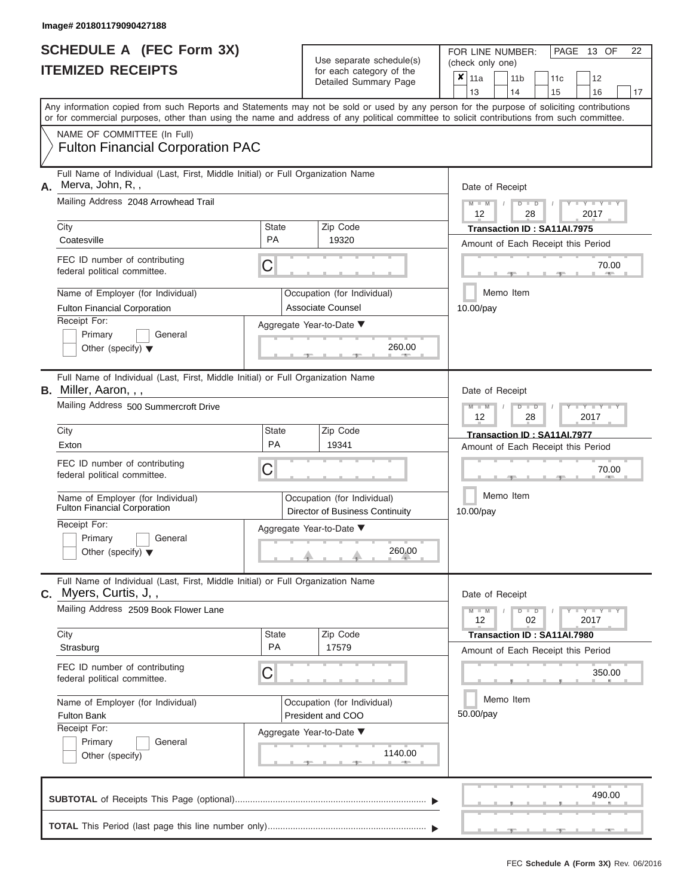Image# 201801179090427188

# SCHEDULE A (FEC Form 3X)
## ITEMIZED RECEIPTS

Use separate schedule(s) for each category of the Detailed Summary Page

FOR LINE NUMBER: (check only one)

☒ 11a ☐ 11b ☐ 11c ☐ 12 ☐ 13 ☐ 14 ☐ 15 ☐ 16 ☐ 17

PAGE 13 OF 22

Any information copied from such Reports and Statements may not be sold or used by any person for the purpose of soliciting contributions or for commercial purposes, other than using the name and address of any political committee to solicit contributions from such committee.

NAME OF COMMITTEE (In Full)
Fulton Financial Corporation PAC

---

**A.** Full Name of Individual (Last, First, Middle Initial) or Full Organization Name: Merva, John, R, ,

Mailing Address: 2048 Arrowhead Trail

City: Coatesville | State: PA | Zip Code: 19320

FEC ID number of contributing federal political committee: C

Name of Employer (for Individual): Fulton Financial Corporation

Occupation (for Individual): Associate Counsel

Receipt For: ☐ Primary ☐ General ☐ Other (specify)

Date of Receipt: 12/28/2017

Transaction ID : SA11AI.7975

Amount of Each Receipt this Period: 70.00

☐ Memo Item

10.00/pay

Aggregate Year-to-Date: 260.00

---

**B.** Full Name of Individual (Last, First, Middle Initial) or Full Organization Name: Miller, Aaron, , ,

Mailing Address: 500 Summercroft Drive

City: Exton | State: PA | Zip Code: 19341

FEC ID number of contributing federal political committee: C

Name of Employer (for Individual): Fulton Financial Corporation

Occupation (for Individual): Director of Business Continuity

Receipt For: ☐ Primary ☐ General ☐ Other (specify)

Date of Receipt: 12/28/2017

Transaction ID : SA11AI.7977

Amount of Each Receipt this Period: 70.00

☐ Memo Item

10.00/pay

Aggregate Year-to-Date: 260.00

---

**C.** Full Name of Individual (Last, First, Middle Initial) or Full Organization Name: Myers, Curtis, J, ,

Mailing Address: 2509 Book Flower Lane

City: Strasburg | State: PA | Zip Code: 17579

FEC ID number of contributing federal political committee: C

Name of Employer (for Individual): Fulton Bank

Occupation (for Individual): President and COO

Receipt For: ☐ Primary ☐ General ☐ Other (specify)

Date of Receipt: 12/02/2017

Transaction ID : SA11AI.7980

Amount of Each Receipt this Period: 350.00

☐ Memo Item

50.00/pay

Aggregate Year-to-Date: 1140.00

---

**SUBTOTAL** of Receipts This Page (optional): 490.00

**TOTAL** This Period (last page this line number only):

FEC Schedule A (Form 3X) Rev. 06/2016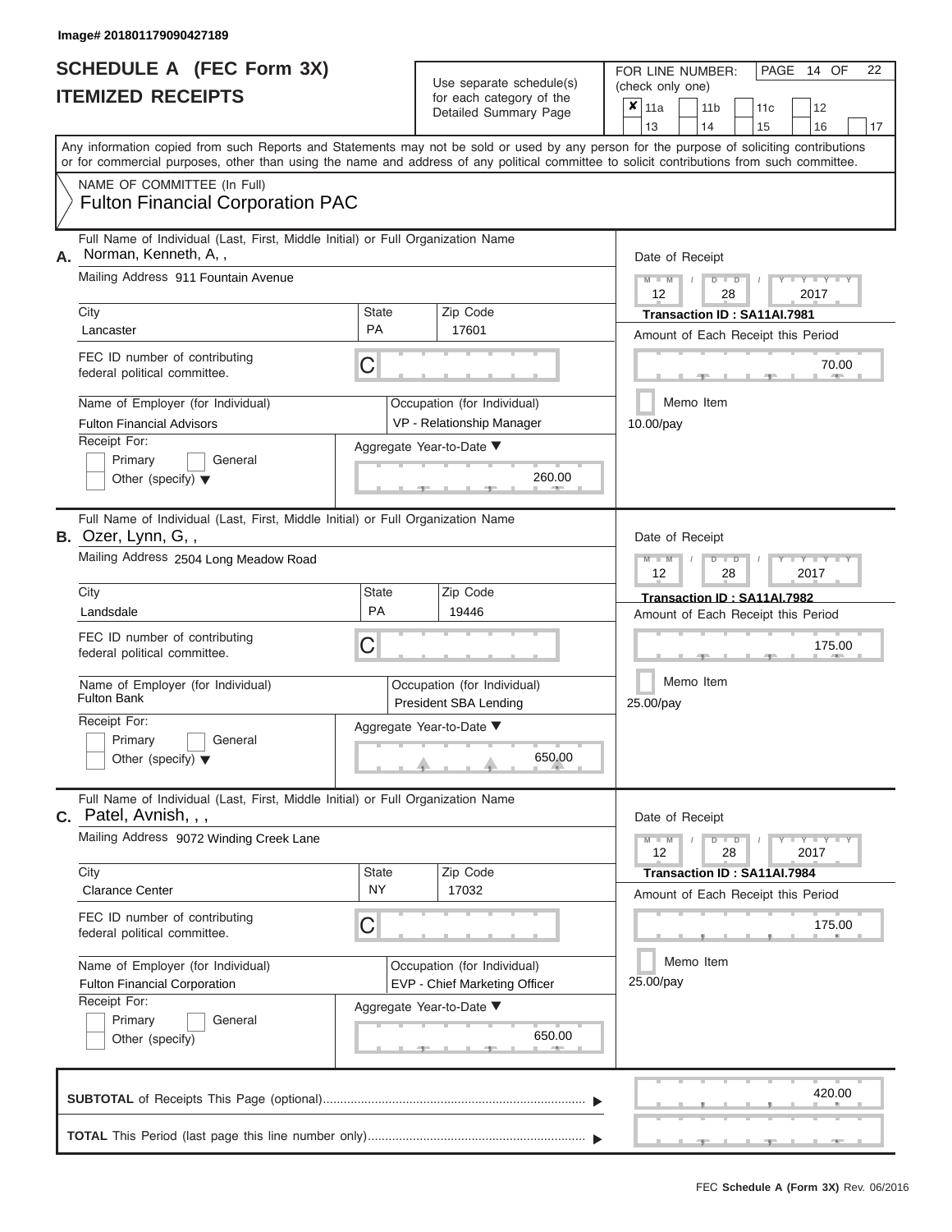Image# 201801179090427189

# SCHEDULE A (FEC Form 3X)
# ITEMIZED RECEIPTS

Use separate schedule(s) for each category of the Detailed Summary Page

FOR LINE NUMBER: (check only one)

| | | | | |
|---|---|---|---|---|
| ✘ 11a | 11b | 11c | 12 | |
| 13 | 14 | 15 | 16 | 17 |

PAGE 14 OF 22

Any information copied from such Reports and Statements may not be sold or used by any person for the purpose of soliciting contributions or for commercial purposes, other than using the name and address of any political committee to solicit contributions from such committee.

NAME OF COMMITTEE (In Full)
Fulton Financial Corporation PAC

---

**A.** Full Name of Individual (Last, First, Middle Initial) or Full Organization Name: Norman, Kenneth, A, ,

Mailing Address: 911 Fountain Avenue

City: Lancaster | State: PA | Zip Code: 17601

FEC ID number of contributing federal political committee: C

Name of Employer (for Individual): Fulton Financial Advisors

Occupation (for Individual): VP - Relationship Manager

Receipt For: Primary / General / Other (specify)

Aggregate Year-to-Date: 260.00

Date of Receipt: 12 / 28 / 2017

Transaction ID : SA11AI.7981

Amount of Each Receipt this Period: 70.00

Memo Item

10.00/pay

---

**B.** Full Name of Individual (Last, First, Middle Initial) or Full Organization Name: Ozer, Lynn, G, ,

Mailing Address: 2504 Long Meadow Road

City: Landsdale | State: PA | Zip Code: 19446

FEC ID number of contributing federal political committee: C

Name of Employer (for Individual): Fulton Bank

Occupation (for Individual): President SBA Lending

Receipt For: Primary / General / Other (specify)

Aggregate Year-to-Date: 650.00

Date of Receipt: 12 / 28 / 2017

Transaction ID : SA11AI.7982

Amount of Each Receipt this Period: 175.00

Memo Item

25.00/pay

---

**C.** Full Name of Individual (Last, First, Middle Initial) or Full Organization Name: Patel, Avnish, , ,

Mailing Address: 9072 Winding Creek Lane

City: Clarance Center | State: NY | Zip Code: 17032

FEC ID number of contributing federal political committee: C

Name of Employer (for Individual): Fulton Financial Corporation

Occupation (for Individual): EVP - Chief Marketing Officer

Receipt For: Primary / General / Other (specify)

Aggregate Year-to-Date: 650.00

Date of Receipt: 12 / 28 / 2017

Transaction ID : SA11AI.7984

Amount of Each Receipt this Period: 175.00

Memo Item

25.00/pay

---

**SUBTOTAL** of Receipts This Page (optional): 420.00

**TOTAL** This Period (last page this line number only):

FEC **Schedule A (Form 3X)** Rev. 06/2016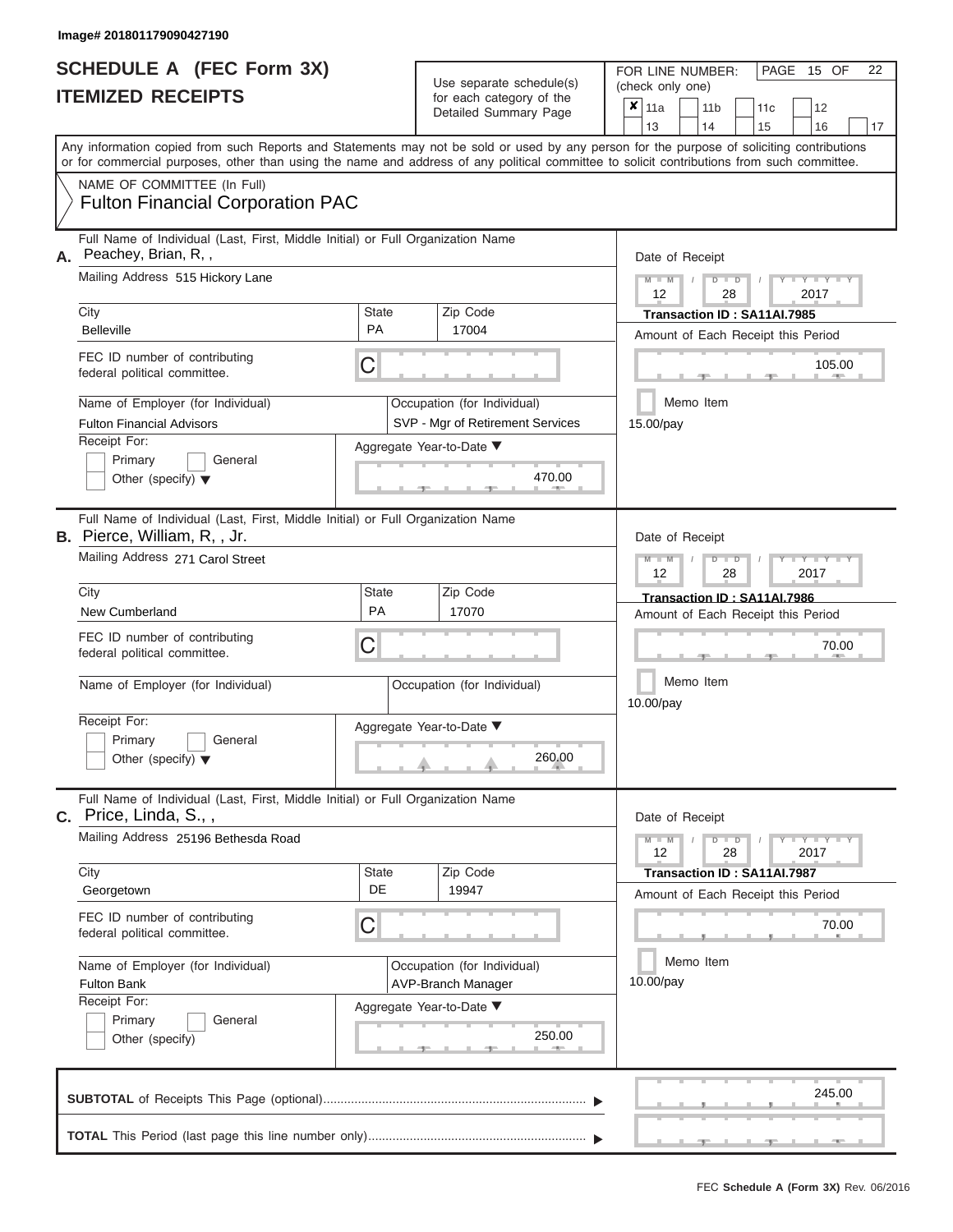Image# 201801179090427190

# SCHEDULE A (FEC Form 3X)
## ITEMIZED RECEIPTS

Use separate schedule(s) for each category of the Detailed Summary Page

FOR LINE NUMBER: (check only one)

PAGE 15 OF 22

- [x] 11a
- [ ] 11b
- [ ] 11c
- [ ] 12
- [ ] 13
- [ ] 14
- [ ] 15
- [ ] 16
- [ ] 17

Any information copied from such Reports and Statements may not be sold or used by any person for the purpose of soliciting contributions or for commercial purposes, other than using the name and address of any political committee to solicit contributions from such committee.

NAME OF COMMITTEE (In Full)
**Fulton Financial Corporation PAC**

---

**A.** Full Name of Individual (Last, First, Middle Initial) or Full Organization Name: Peachey, Brian, R, ,

Mailing Address: 515 Hickory Lane

City: Belleville | State: PA | Zip Code: 17004

FEC ID number of contributing federal political committee: C

Name of Employer (for Individual): Fulton Financial Advisors

Occupation (for Individual): SVP - Mgr of Retirement Services

Receipt For: Primary / General / Other (specify)

Aggregate Year-to-Date: 470.00

Date of Receipt: 12 / 28 / 2017

Transaction ID : SA11AI.7985

Amount of Each Receipt this Period: 105.00

Memo Item

15.00/pay

---

**B.** Full Name of Individual (Last, First, Middle Initial) or Full Organization Name: Pierce, William, R, , Jr.

Mailing Address: 271 Carol Street

City: New Cumberland | State: PA | Zip Code: 17070

FEC ID number of contributing federal political committee: C

Name of Employer (for Individual):

Occupation (for Individual):

Receipt For: Primary / General / Other (specify)

Aggregate Year-to-Date: 260.00

Date of Receipt: 12 / 28 / 2017

Transaction ID : SA11AI.7986

Amount of Each Receipt this Period: 70.00

Memo Item

10.00/pay

---

**C.** Full Name of Individual (Last, First, Middle Initial) or Full Organization Name: Price, Linda, S., ,

Mailing Address: 25196 Bethesda Road

City: Georgetown | State: DE | Zip Code: 19947

FEC ID number of contributing federal political committee: C

Name of Employer (for Individual): Fulton Bank

Occupation (for Individual): AVP-Branch Manager

Receipt For: Primary / General / Other (specify)

Aggregate Year-to-Date: 250.00

Date of Receipt: 12 / 28 / 2017

Transaction ID : SA11AI.7987

Amount of Each Receipt this Period: 70.00

Memo Item

10.00/pay

---

**SUBTOTAL** of Receipts This Page (optional): 245.00

**TOTAL** This Period (last page this line number only):

FEC **Schedule A (Form 3X)** Rev. 06/2016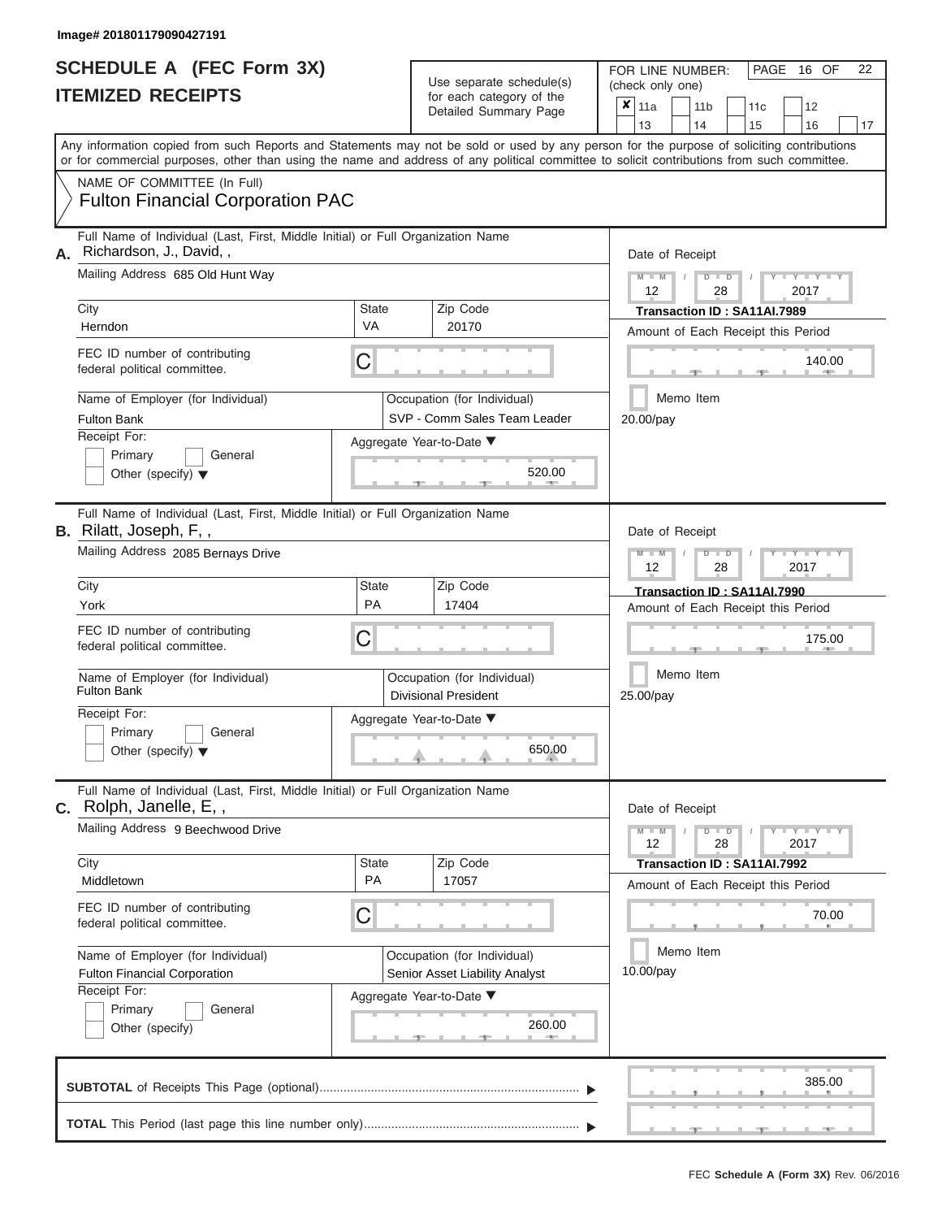Image# 201801179090427191

# SCHEDULE A (FEC Form 3X)
## ITEMIZED RECEIPTS

Use separate schedule(s) for each category of the Detailed Summary Page

FOR LINE NUMBER: (check only one)

- [x] 11a
- [ ] 11b
- [ ] 11c
- [ ] 12
- [ ] 13
- [ ] 14
- [ ] 15
- [ ] 16
- [ ] 17

PAGE 16 OF 22

Any information copied from such Reports and Statements may not be sold or used by any person for the purpose of soliciting contributions or for commercial purposes, other than using the name and address of any political committee to solicit contributions from such committee.

NAME OF COMMITTEE (In Full)
Fulton Financial Corporation PAC

---

**A.** Full Name of Individual (Last, First, Middle Initial) or Full Organization Name: Richardson, J., David, ,

Mailing Address: 685 Old Hunt Way

City: Herndon | State: VA | Zip Code: 20170

FEC ID number of contributing federal political committee: C

Name of Employer (for Individual): Fulton Bank

Occupation (for Individual): SVP - Comm Sales Team Leader

Receipt For: Primary / General / Other (specify)

Aggregate Year-to-Date: 520.00

Date of Receipt: 12 / 28 / 2017

Transaction ID : SA11AI.7989

Amount of Each Receipt this Period: 140.00

Memo Item

20.00/pay

---

**B.** Full Name of Individual (Last, First, Middle Initial) or Full Organization Name: Rilatt, Joseph, F, ,

Mailing Address: 2085 Bernays Drive

City: York | State: PA | Zip Code: 17404

FEC ID number of contributing federal political committee: C

Name of Employer (for Individual): Fulton Bank

Occupation (for Individual): Divisional President

Receipt For: Primary / General / Other (specify)

Aggregate Year-to-Date: 650.00

Date of Receipt: 12 / 28 / 2017

Transaction ID : SA11AI.7990

Amount of Each Receipt this Period: 175.00

Memo Item

25.00/pay

---

**C.** Full Name of Individual (Last, First, Middle Initial) or Full Organization Name: Rolph, Janelle, E, ,

Mailing Address: 9 Beechwood Drive

City: Middletown | State: PA | Zip Code: 17057

FEC ID number of contributing federal political committee: C

Name of Employer (for Individual): Fulton Financial Corporation

Occupation (for Individual): Senior Asset Liability Analyst

Receipt For: Primary / General / Other (specify)

Aggregate Year-to-Date: 260.00

Date of Receipt: 12 / 28 / 2017

Transaction ID : SA11AI.7992

Amount of Each Receipt this Period: 70.00

Memo Item

10.00/pay

---

**SUBTOTAL** of Receipts This Page (optional): 385.00

**TOTAL** This Period (last page this line number only):

FEC Schedule A (Form 3X) Rev. 06/2016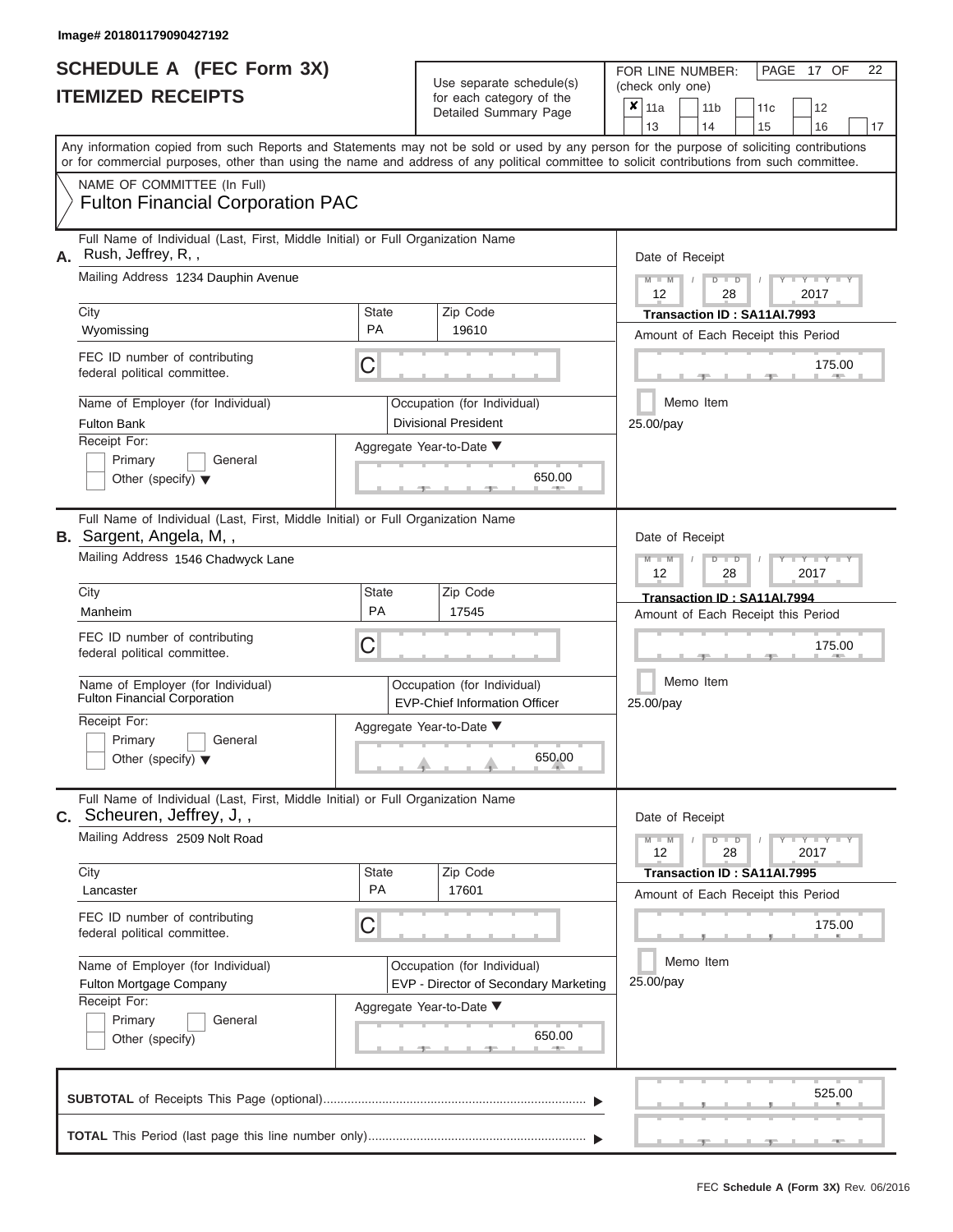Image# 201801179090427192

# SCHEDULE A (FEC Form 3X)
## ITEMIZED RECEIPTS

Use separate schedule(s) for each category of the Detailed Summary Page

FOR LINE NUMBER: (check only one)

- [x] 11a
- [ ] 11b
- [ ] 11c
- [ ] 12
- [ ] 13
- [ ] 14
- [ ] 15
- [ ] 16
- [ ] 17

PAGE 17 OF 22

Any information copied from such Reports and Statements may not be sold or used by any person for the purpose of soliciting contributions or for commercial purposes, other than using the name and address of any political committee to solicit contributions from such committee.

NAME OF COMMITTEE (In Full)
Fulton Financial Corporation PAC

---

**A.** Full Name of Individual (Last, First, Middle Initial) or Full Organization Name: Rush, Jeffrey, R, ,

Mailing Address: 1234 Dauphin Avenue

City: Wyomissing | State: PA | Zip Code: 19610

FEC ID number of contributing federal political committee: C

Name of Employer (for Individual): Fulton Bank

Occupation (for Individual): Divisional President

Receipt For: Primary / General / Other (specify)

Aggregate Year-to-Date: 650.00

Date of Receipt: 12 / 28 / 2017

Transaction ID : SA11AI.7993

Amount of Each Receipt this Period: 175.00

Memo Item

25.00/pay

---

**B.** Full Name of Individual (Last, First, Middle Initial) or Full Organization Name: Sargent, Angela, M, ,

Mailing Address: 1546 Chadwyck Lane

City: Manheim | State: PA | Zip Code: 17545

FEC ID number of contributing federal political committee: C

Name of Employer (for Individual): Fulton Financial Corporation

Occupation (for Individual): EVP-Chief Information Officer

Receipt For: Primary / General / Other (specify)

Aggregate Year-to-Date: 650.00

Date of Receipt: 12 / 28 / 2017

Transaction ID : SA11AI.7994

Amount of Each Receipt this Period: 175.00

Memo Item

25.00/pay

---

**C.** Full Name of Individual (Last, First, Middle Initial) or Full Organization Name: Scheuren, Jeffrey, J, ,

Mailing Address: 2509 Nolt Road

City: Lancaster | State: PA | Zip Code: 17601

FEC ID number of contributing federal political committee: C

Name of Employer (for Individual): Fulton Mortgage Company

Occupation (for Individual): EVP - Director of Secondary Marketing

Receipt For: Primary / General / Other (specify)

Aggregate Year-to-Date: 650.00

Date of Receipt: 12 / 28 / 2017

Transaction ID : SA11AI.7995

Amount of Each Receipt this Period: 175.00

Memo Item

25.00/pay

---

**SUBTOTAL** of Receipts This Page (optional): 525.00

**TOTAL** This Period (last page this line number only):

FEC Schedule A (Form 3X) Rev. 06/2016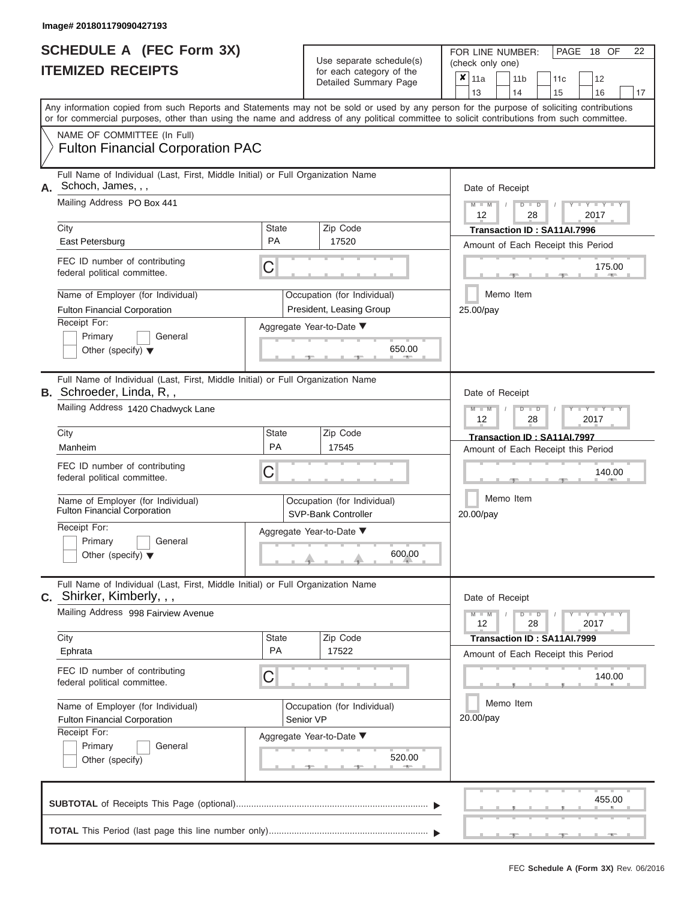Image# 201801179090427193

# SCHEDULE A (FEC Form 3X)
# ITEMIZED RECEIPTS

Use separate schedule(s) for each category of the Detailed Summary Page

FOR LINE NUMBER: (check only one)

☒ 11a ☐ 11b ☐ 11c ☐ 12 ☐ 13 ☐ 14 ☐ 15 ☐ 16 ☐ 17

PAGE 18 OF 22

Any information copied from such Reports and Statements may not be sold or used by any person for the purpose of soliciting contributions or for commercial purposes, other than using the name and address of any political committee to solicit contributions from such committee.

NAME OF COMMITTEE (In Full)
**Fulton Financial Corporation PAC**

---

**A.** Full Name of Individual (Last, First, Middle Initial) or Full Organization Name: Schoch, James, , ,

Mailing Address: PO Box 441

City: East Petersburg | State: PA | Zip Code: 17520

FEC ID number of contributing federal political committee: C

Name of Employer (for Individual): Fulton Financial Corporation

Occupation (for Individual): President, Leasing Group

Receipt For: ☐ Primary ☐ General ☐ Other (specify)

Aggregate Year-to-Date: 650.00

Date of Receipt: 12 / 28 / 2017

Transaction ID : SA11AI.7996

Amount of Each Receipt this Period: 175.00

☐ Memo Item

25.00/pay

---

**B.** Full Name of Individual (Last, First, Middle Initial) or Full Organization Name: Schroeder, Linda, R, ,

Mailing Address: 1420 Chadwyck Lane

City: Manheim | State: PA | Zip Code: 17545

FEC ID number of contributing federal political committee: C

Name of Employer (for Individual): Fulton Financial Corporation

Occupation (for Individual): SVP-Bank Controller

Receipt For: ☐ Primary ☐ General ☐ Other (specify)

Aggregate Year-to-Date: 600.00

Date of Receipt: 12 / 28 / 2017

Transaction ID : SA11AI.7997

Amount of Each Receipt this Period: 140.00

☐ Memo Item

20.00/pay

---

**C.** Full Name of Individual (Last, First, Middle Initial) or Full Organization Name: Shirker, Kimberly, , ,

Mailing Address: 998 Fairview Avenue

City: Ephrata | State: PA | Zip Code: 17522

FEC ID number of contributing federal political committee: C

Name of Employer (for Individual): Fulton Financial Corporation

Occupation (for Individual): Senior VP

Receipt For: ☐ Primary ☐ General ☐ Other (specify)

Aggregate Year-to-Date: 520.00

Date of Receipt: 12 / 28 / 2017

Transaction ID : SA11AI.7999

Amount of Each Receipt this Period: 140.00

☐ Memo Item

20.00/pay

---

**SUBTOTAL** of Receipts This Page (optional): 455.00

**TOTAL** This Period (last page this line number only):

FEC **Schedule A (Form 3X)** Rev. 06/2016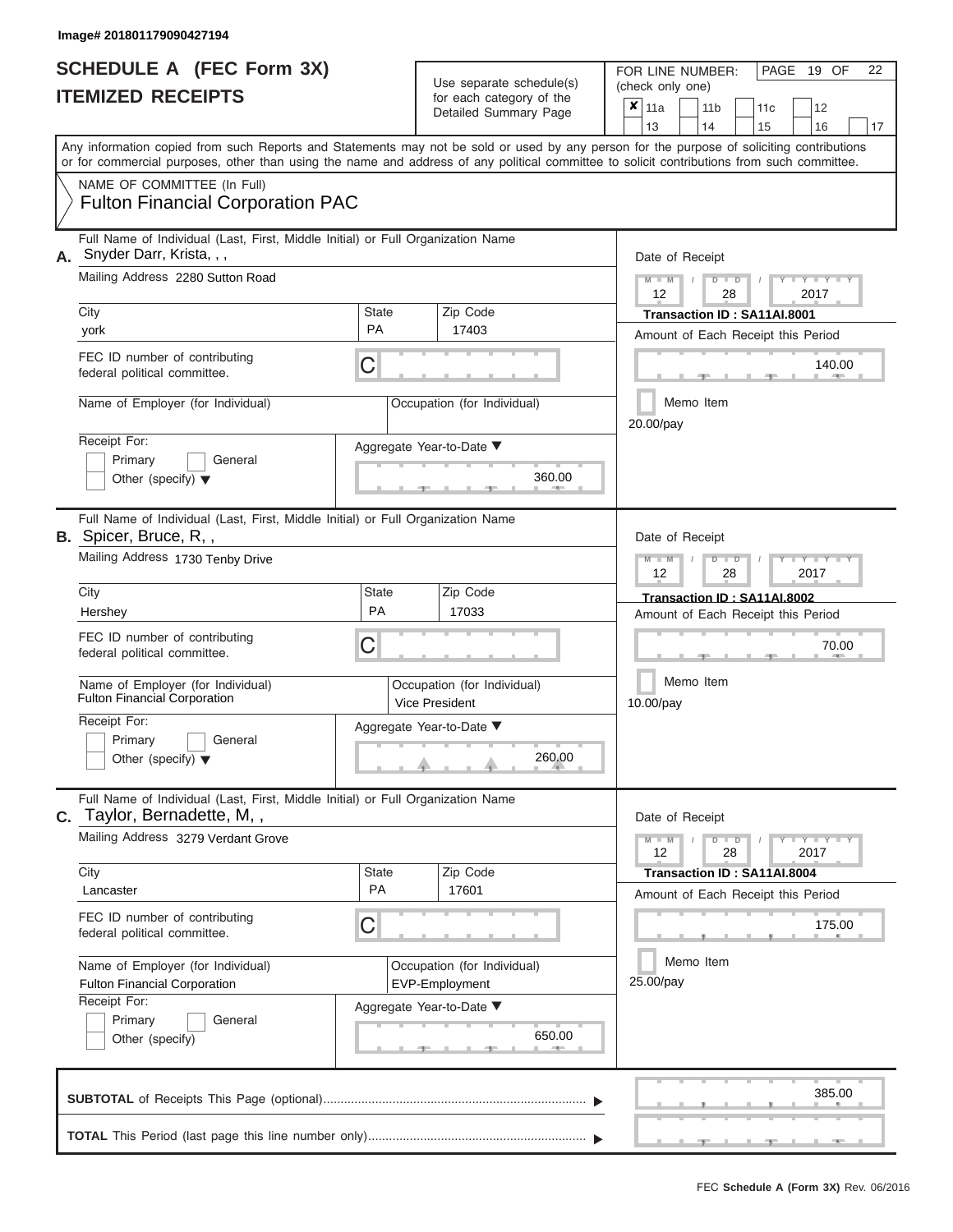Image# 201801179090427194

# SCHEDULE A (FEC Form 3X)
## ITEMIZED RECEIPTS

Use separate schedule(s) for each category of the Detailed Summary Page

FOR LINE NUMBER: (check only one)

- [x] 11a
- [ ] 11b
- [ ] 11c
- [ ] 12
- [ ] 13
- [ ] 14
- [ ] 15
- [ ] 16
- [ ] 17

Any information copied from such Reports and Statements may not be sold or used by any person for the purpose of soliciting contributions or for commercial purposes, other than using the name and address of any political committee to solicit contributions from such committee.

NAME OF COMMITTEE (In Full)
**Fulton Financial Corporation PAC**

---

**A.** Full Name of Individual (Last, First, Middle Initial) or Full Organization Name: Snyder Darr, Krista, , ,

Mailing Address: 2280 Sutton Road

| City | State | Zip Code |
|---|---|---|
| york | PA | 17403 |

FEC ID number of contributing federal political committee: C

Name of Employer (for Individual):
Occupation (for Individual):

Receipt For: Primary / General / Other (specify)

Aggregate Year-to-Date: 360.00

Date of Receipt: 12 / 28 / 2017
Transaction ID : SA11AI.8001
Amount of Each Receipt this Period: 140.00
Memo Item
20.00/pay

---

**B.** Full Name of Individual (Last, First, Middle Initial) or Full Organization Name: Spicer, Bruce, R, ,

Mailing Address: 1730 Tenby Drive

| City | State | Zip Code |
|---|---|---|
| Hershey | PA | 17033 |

FEC ID number of contributing federal political committee: C

Name of Employer (for Individual): Fulton Financial Corporation
Occupation (for Individual): Vice President

Receipt For: Primary / General / Other (specify)

Aggregate Year-to-Date: 260.00

Date of Receipt: 12 / 28 / 2017
Transaction ID : SA11AI.8002
Amount of Each Receipt this Period: 70.00
Memo Item
10.00/pay

---

**C.** Full Name of Individual (Last, First, Middle Initial) or Full Organization Name: Taylor, Bernadette, M, ,

Mailing Address: 3279 Verdant Grove

| City | State | Zip Code |
|---|---|---|
| Lancaster | PA | 17601 |

FEC ID number of contributing federal political committee: C

Name of Employer (for Individual): Fulton Financial Corporation
Occupation (for Individual): EVP-Employment

Receipt For: Primary / General / Other (specify)

Aggregate Year-to-Date: 650.00

Date of Receipt: 12 / 28 / 2017
Transaction ID : SA11AI.8004
Amount of Each Receipt this Period: 175.00
Memo Item
25.00/pay

---

**SUBTOTAL** of Receipts This Page (optional): 385.00

**TOTAL** This Period (last page this line number only):

FEC Schedule A (Form 3X) Rev. 06/2016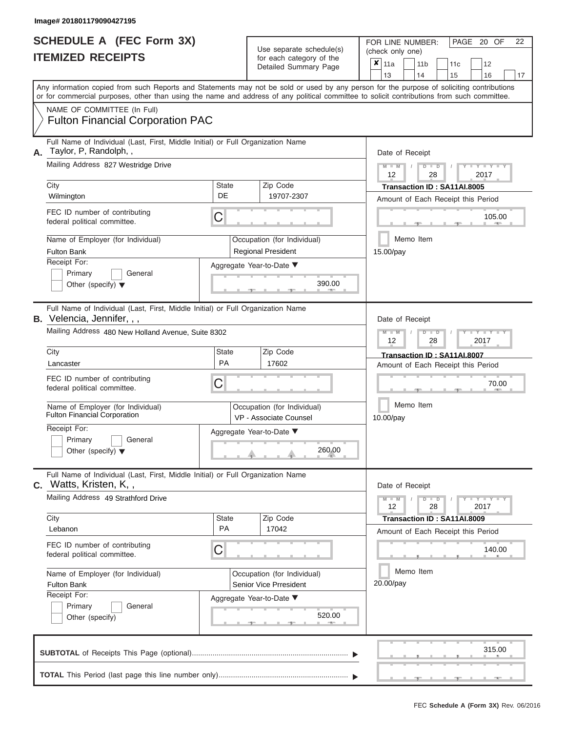Image# 201801179090427195

# SCHEDULE A (FEC Form 3X)
## ITEMIZED RECEIPTS

Use separate schedule(s) for each category of the Detailed Summary Page

FOR LINE NUMBER: (check only one)

- [x] 11a
- [ ] 11b
- [ ] 11c
- [ ] 12
- [ ] 13
- [ ] 14
- [ ] 15
- [ ] 16
- [ ] 17

Any information copied from such Reports and Statements may not be sold or used by any person for the purpose of soliciting contributions or for commercial purposes, other than using the name and address of any political committee to solicit contributions from such committee.

NAME OF COMMITTEE (In Full)
**Fulton Financial Corporation PAC**

---

**A.** Full Name of Individual (Last, First, Middle Initial) or Full Organization Name: Taylor, P, Randolph, ,

Mailing Address: 827 Westridge Drive

| City | State | Zip Code |
|---|---|---|
| Wilmington | DE | 19707-2307 |

FEC ID number of contributing federal political committee: C

Name of Employer (for Individual): Fulton Bank

Occupation (for Individual): Regional President

Receipt For: Primary / General / Other (specify)

Aggregate Year-to-Date: 390.00

Date of Receipt: 12 / 28 / 2017

Transaction ID : SA11AI.8005

Amount of Each Receipt this Period: 105.00

Memo Item

15.00/pay

---

**B.** Full Name of Individual (Last, First, Middle Initial) or Full Organization Name: Velencia, Jennifer, , ,

Mailing Address: 480 New Holland Avenue, Suite 8302

| City | State | Zip Code |
|---|---|---|
| Lancaster | PA | 17602 |

FEC ID number of contributing federal political committee: C

Name of Employer (for Individual): Fulton Financial Corporation

Occupation (for Individual): VP - Associate Counsel

Receipt For: Primary / General / Other (specify)

Aggregate Year-to-Date: 260.00

Date of Receipt: 12 / 28 / 2017

Transaction ID : SA11AI.8007

Amount of Each Receipt this Period: 70.00

Memo Item

10.00/pay

---

**C.** Full Name of Individual (Last, First, Middle Initial) or Full Organization Name: Watts, Kristen, K, ,

Mailing Address: 49 Strathford Drive

| City | State | Zip Code |
|---|---|---|
| Lebanon | PA | 17042 |

FEC ID number of contributing federal political committee: C

Name of Employer (for Individual): Fulton Bank

Occupation (for Individual): Senior Vice Prresident

Receipt For: Primary / General / Other (specify)

Aggregate Year-to-Date: 520.00

Date of Receipt: 12 / 28 / 2017

Transaction ID : SA11AI.8009

Amount of Each Receipt this Period: 140.00

Memo Item

20.00/pay

---

**SUBTOTAL** of Receipts This Page (optional): 315.00

**TOTAL** This Period (last page this line number only):

FEC **Schedule A (Form 3X)** Rev. 06/2016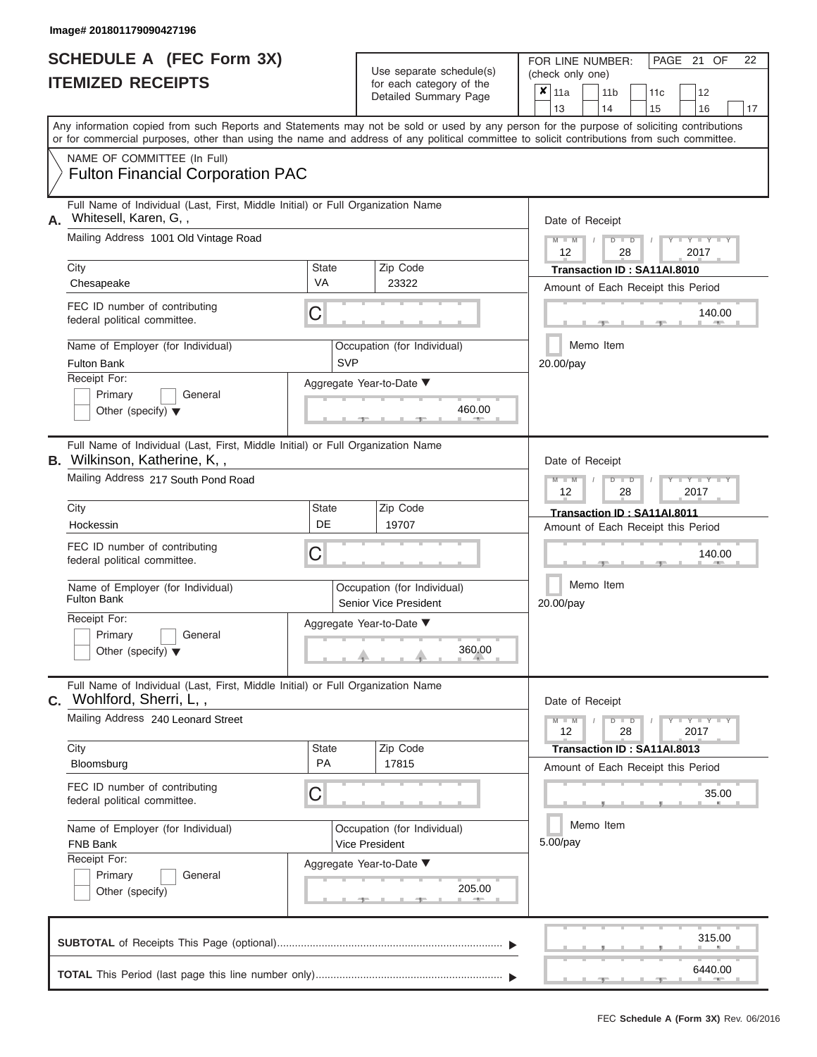Image# 201801179090427196

# SCHEDULE A (FEC Form 3X)
## ITEMIZED RECEIPTS

Use separate schedule(s) for each category of the Detailed Summary Page

FOR LINE NUMBER: (check only one)

- [x] 11a
- [ ] 11b
- [ ] 11c
- [ ] 12
- [ ] 13
- [ ] 14
- [ ] 15
- [ ] 16
- [ ] 17

PAGE 21 OF 22

Any information copied from such Reports and Statements may not be sold or used by any person for the purpose of soliciting contributions or for commercial purposes, other than using the name and address of any political committee to solicit contributions from such committee.

NAME OF COMMITTEE (In Full)
Fulton Financial Corporation PAC

---

**A.** Full Name of Individual (Last, First, Middle Initial) or Full Organization Name: Whitesell, Karen, G, ,

Mailing Address: 1001 Old Vintage Road

City: Chesapeake | State: VA | Zip Code: 23322

FEC ID number of contributing federal political committee: C

Name of Employer (for Individual): Fulton Bank

Occupation (for Individual): SVP

Receipt For: Primary / General / Other (specify)

Aggregate Year-to-Date: 460.00

Date of Receipt: 12 / 28 / 2017

Transaction ID : SA11AI.8010

Amount of Each Receipt this Period: 140.00

Memo Item

20.00/pay

---

**B.** Full Name of Individual (Last, First, Middle Initial) or Full Organization Name: Wilkinson, Katherine, K, ,

Mailing Address: 217 South Pond Road

City: Hockessin | State: DE | Zip Code: 19707

FEC ID number of contributing federal political committee: C

Name of Employer (for Individual): Fulton Bank

Occupation (for Individual): Senior Vice President

Receipt For: Primary / General / Other (specify)

Aggregate Year-to-Date: 360.00

Date of Receipt: 12 / 28 / 2017

Transaction ID : SA11AI.8011

Amount of Each Receipt this Period: 140.00

Memo Item

20.00/pay

---

**C.** Full Name of Individual (Last, First, Middle Initial) or Full Organization Name: Wohlford, Sherri, L, ,

Mailing Address: 240 Leonard Street

City: Bloomsburg | State: PA | Zip Code: 17815

FEC ID number of contributing federal political committee: C

Name of Employer (for Individual): FNB Bank

Occupation (for Individual): Vice President

Receipt For: Primary / General / Other (specify)

Aggregate Year-to-Date: 205.00

Date of Receipt: 12 / 28 / 2017

Transaction ID : SA11AI.8013

Amount of Each Receipt this Period: 35.00

Memo Item

5.00/pay

---

**SUBTOTAL** of Receipts This Page (optional): 315.00

**TOTAL** This Period (last page this line number only): 6440.00

FEC Schedule A (Form 3X) Rev. 06/2016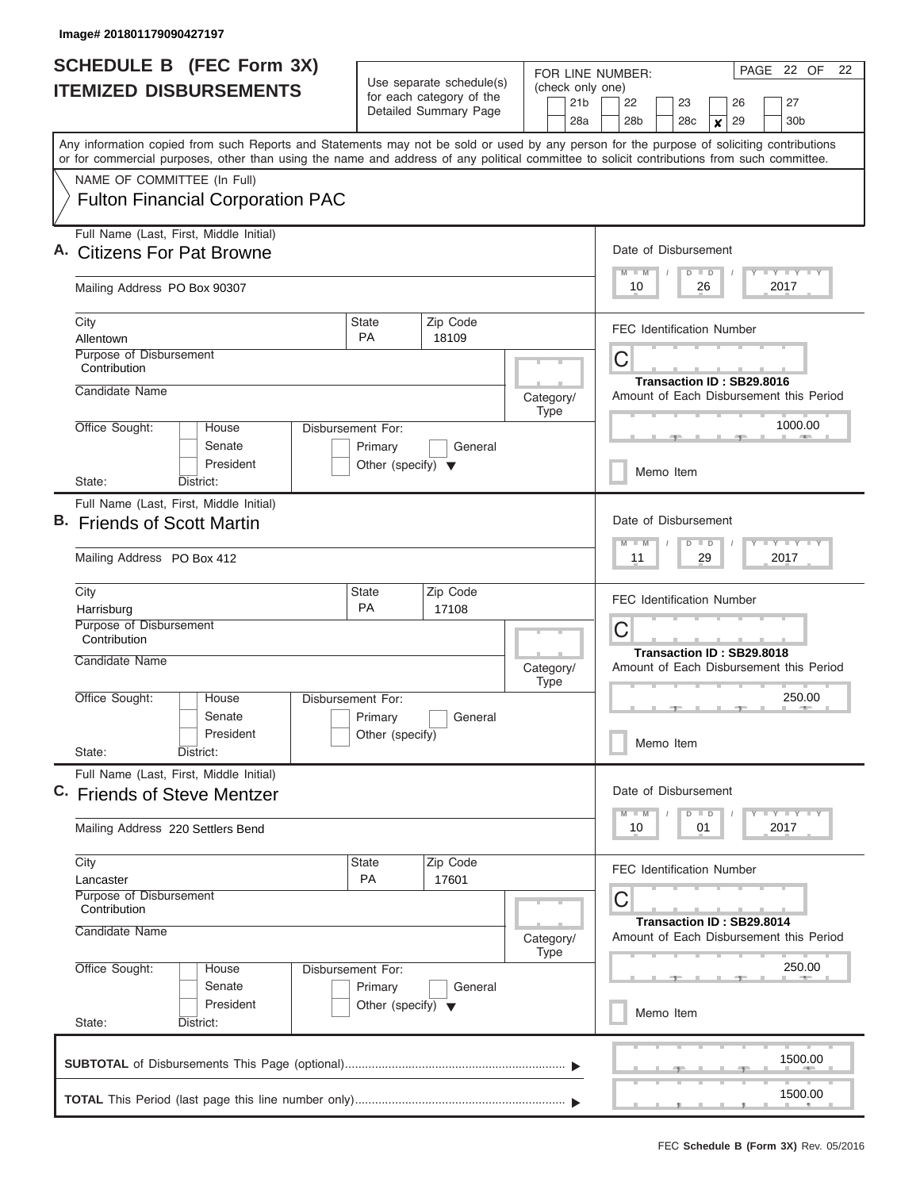Image# 201801179090427197

# SCHEDULE B (FEC Form 3X)
## ITEMIZED DISBURSEMENTS

Use separate schedule(s) for each category of the Detailed Summary Page

FOR LINE NUMBER: (check only one)
21b | 22 | 23 | 26 | 27
28a | 28b | 28c | ✘ 29 | 30b

PAGE 22 OF 22

Any information copied from such Reports and Statements may not be sold or used by any person for the purpose of soliciting contributions or for commercial purposes, other than using the name and address of any political committee to solicit contributions from such committee.

NAME OF COMMITTEE (In Full)
Fulton Financial Corporation PAC

---

**A.** Full Name (Last, First, Middle Initial)
Citizens For Pat Browne

Mailing Address PO Box 90307

City: Allentown | State: PA | Zip Code: 18109

Purpose of Disbursement: Contribution

Candidate Name:

Category/Type:

Office Sought: House / Senate / President
State: District:

Disbursement For: Primary / General / Other (specify)

Date of Disbursement: 10/26/2017

FEC Identification Number: C

Transaction ID : SB29.8016

Amount of Each Disbursement this Period: 1000.00

Memo Item

---

**B.** Full Name (Last, First, Middle Initial)
Friends of Scott Martin

Mailing Address PO Box 412

City: Harrisburg | State: PA | Zip Code: 17108

Purpose of Disbursement: Contribution

Candidate Name:

Category/Type:

Office Sought: House / Senate / President
State: District:

Disbursement For: Primary / General / Other (specify)

Date of Disbursement: 11/29/2017

FEC Identification Number: C

Transaction ID : SB29.8018

Amount of Each Disbursement this Period: 250.00

Memo Item

---

**C.** Full Name (Last, First, Middle Initial)
Friends of Steve Mentzer

Mailing Address 220 Settlers Bend

City: Lancaster | State: PA | Zip Code: 17601

Purpose of Disbursement: Contribution

Candidate Name:

Category/Type:

Office Sought: House / Senate / President
State: District:

Disbursement For: Primary / General / Other (specify)

Date of Disbursement: 10/01/2017

FEC Identification Number: C

Transaction ID : SB29.8014

Amount of Each Disbursement this Period: 250.00

Memo Item

---

**SUBTOTAL** of Disbursements This Page (optional) ▶ 1500.00

**TOTAL** This Period (last page this line number only) ▶ 1500.00

FEC **Schedule B (Form 3X)** Rev. 05/2016